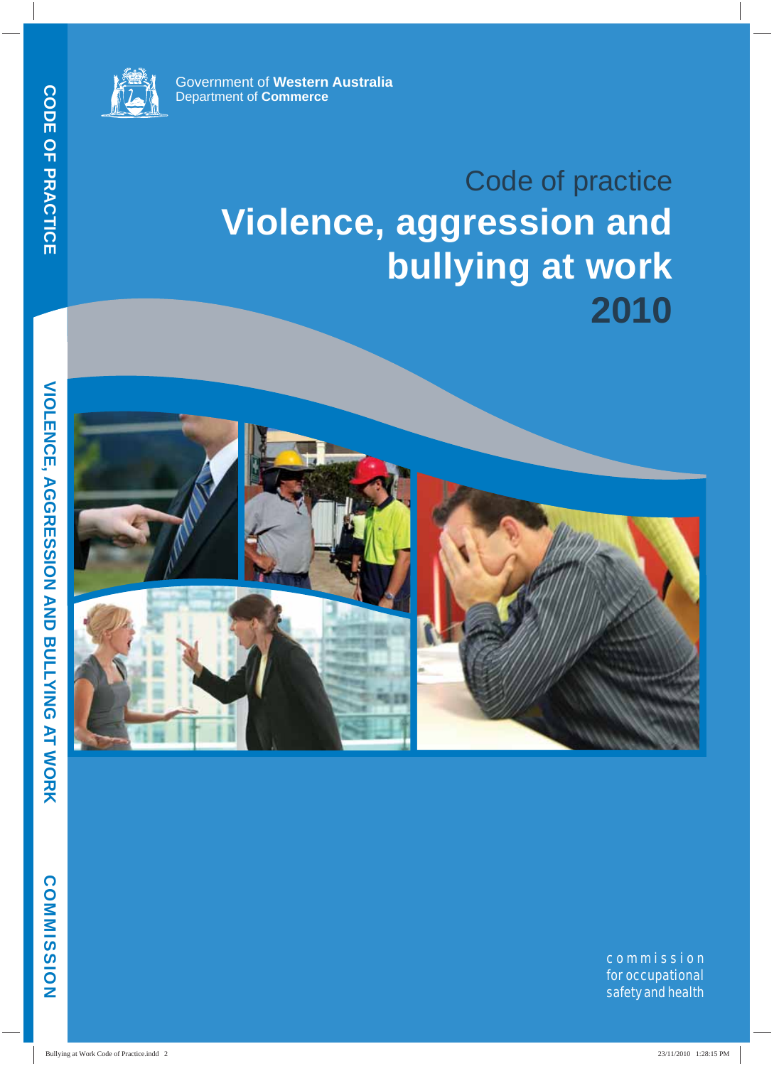Government of **Western Australia**
Department of **Commerce**

# Code of practice

# Violence, aggression and bullying at work 2010

commission for occupational safety and health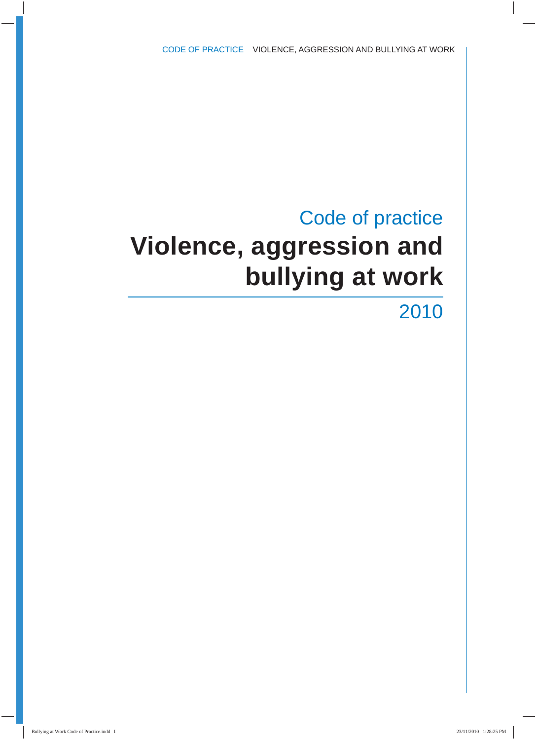Code of practice

# Violence, aggression and bullying at work

2010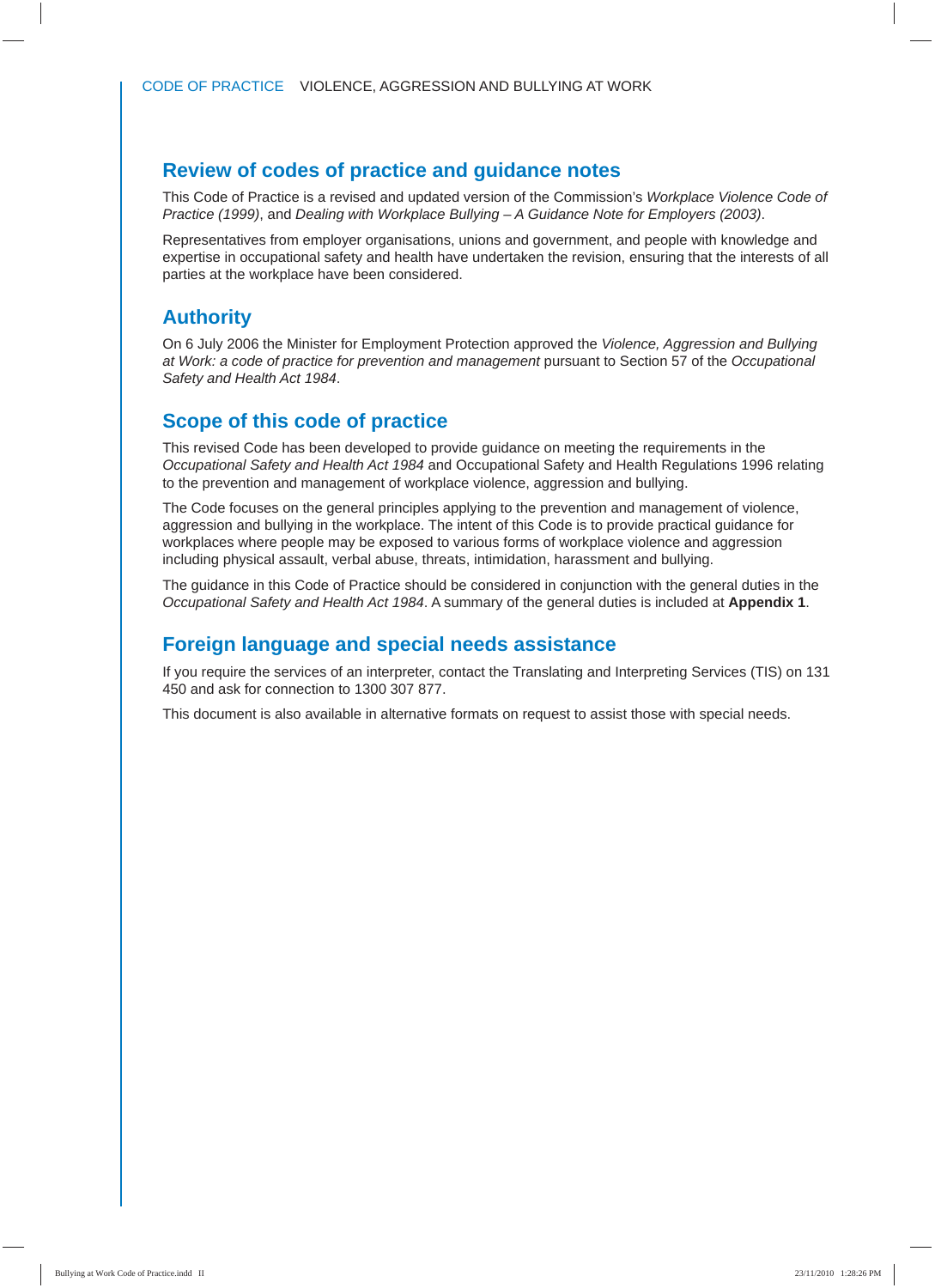## Review of codes of practice and guidance notes

This Code of Practice is a revised and updated version of the Commission's *Workplace Violence Code of Practice (1999)*, and *Dealing with Workplace Bullying – A Guidance Note for Employers (2003)*.

Representatives from employer organisations, unions and government, and people with knowledge and expertise in occupational safety and health have undertaken the revision, ensuring that the interests of all parties at the workplace have been considered.

## Authority

On 6 July 2006 the Minister for Employment Protection approved the *Violence, Aggression and Bullying at Work: a code of practice for prevention and management* pursuant to Section 57 of the *Occupational Safety and Health Act 1984*.

## Scope of this code of practice

This revised Code has been developed to provide guidance on meeting the requirements in the *Occupational Safety and Health Act 1984* and Occupational Safety and Health Regulations 1996 relating to the prevention and management of workplace violence, aggression and bullying.

The Code focuses on the general principles applying to the prevention and management of violence, aggression and bullying in the workplace. The intent of this Code is to provide practical guidance for workplaces where people may be exposed to various forms of workplace violence and aggression including physical assault, verbal abuse, threats, intimidation, harassment and bullying.

The guidance in this Code of Practice should be considered in conjunction with the general duties in the *Occupational Safety and Health Act 1984*. A summary of the general duties is included at **Appendix 1**.

## Foreign language and special needs assistance

If you require the services of an interpreter, contact the Translating and Interpreting Services (TIS) on 131 450 and ask for connection to 1300 307 877.

This document is also available in alternative formats on request to assist those with special needs.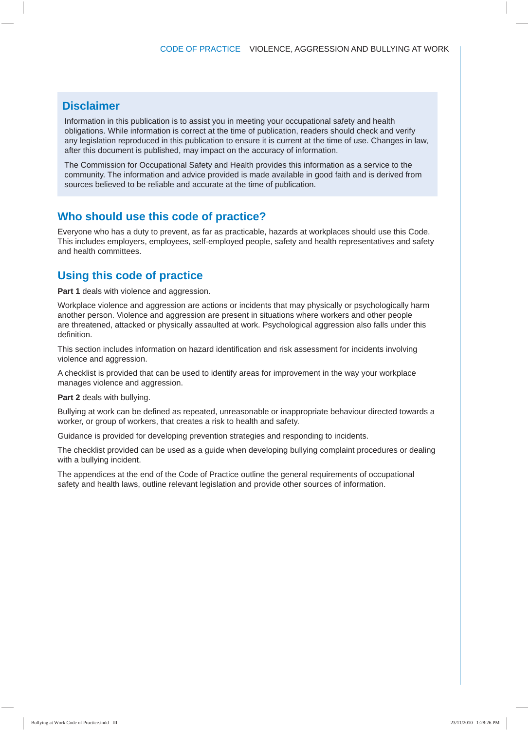## Disclaimer

Information in this publication is to assist you in meeting your occupational safety and health obligations. While information is correct at the time of publication, readers should check and verify any legislation reproduced in this publication to ensure it is current at the time of use. Changes in law, after this document is published, may impact on the accuracy of information.

The Commission for Occupational Safety and Health provides this information as a service to the community. The information and advice provided is made available in good faith and is derived from sources believed to be reliable and accurate at the time of publication.

## Who should use this code of practice?

Everyone who has a duty to prevent, as far as practicable, hazards at workplaces should use this Code. This includes employers, employees, self-employed people, safety and health representatives and safety and health committees.

## Using this code of practice

**Part 1** deals with violence and aggression.

Workplace violence and aggression are actions or incidents that may physically or psychologically harm another person. Violence and aggression are present in situations where workers and other people are threatened, attacked or physically assaulted at work. Psychological aggression also falls under this definition.

This section includes information on hazard identification and risk assessment for incidents involving violence and aggression.

A checklist is provided that can be used to identify areas for improvement in the way your workplace manages violence and aggression.

**Part 2** deals with bullying.

Bullying at work can be defined as repeated, unreasonable or inappropriate behaviour directed towards a worker, or group of workers, that creates a risk to health and safety.

Guidance is provided for developing prevention strategies and responding to incidents.

The checklist provided can be used as a guide when developing bullying complaint procedures or dealing with a bullying incident.

The appendices at the end of the Code of Practice outline the general requirements of occupational safety and health laws, outline relevant legislation and provide other sources of information.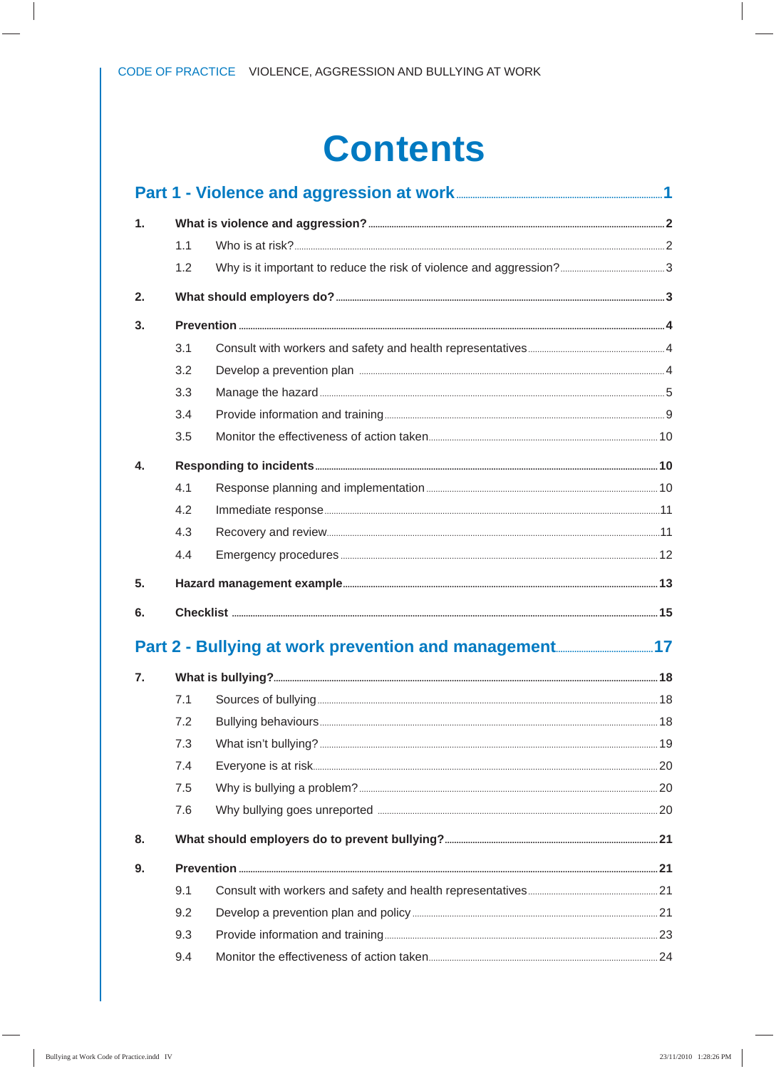# Contents

## Part 1 - Violence and aggression at work ..... 1

**1. What is violence and aggression? ..... 2**

- 1.1 Who is at risk? ..... 2
- 1.2 Why is it important to reduce the risk of violence and aggression? ..... 3

**2. What should employers do? ..... 3**

**3. Prevention ..... 4**

- 3.1 Consult with workers and safety and health representatives ..... 4
- 3.2 Develop a prevention plan ..... 4
- 3.3 Manage the hazard ..... 5
- 3.4 Provide information and training ..... 9
- 3.5 Monitor the effectiveness of action taken ..... 10

**4. Responding to incidents ..... 10**

- 4.1 Response planning and implementation ..... 10
- 4.2 Immediate response ..... 11
- 4.3 Recovery and review ..... 11
- 4.4 Emergency procedures ..... 12

**5. Hazard management example ..... 13**

**6. Checklist ..... 15**

## Part 2 - Bullying at work prevention and management ..... 17

**7. What is bullying? ..... 18**

- 7.1 Sources of bullying ..... 18
- 7.2 Bullying behaviours ..... 18
- 7.3 What isn't bullying? ..... 19
- 7.4 Everyone is at risk ..... 20
- 7.5 Why is bullying a problem? ..... 20
- 7.6 Why bullying goes unreported ..... 20

**8. What should employers do to prevent bullying? ..... 21**

**9. Prevention ..... 21**

- 9.1 Consult with workers and safety and health representatives ..... 21
- 9.2 Develop a prevention plan and policy ..... 21
- 9.3 Provide information and training ..... 23
- 9.4 Monitor the effectiveness of action taken ..... 24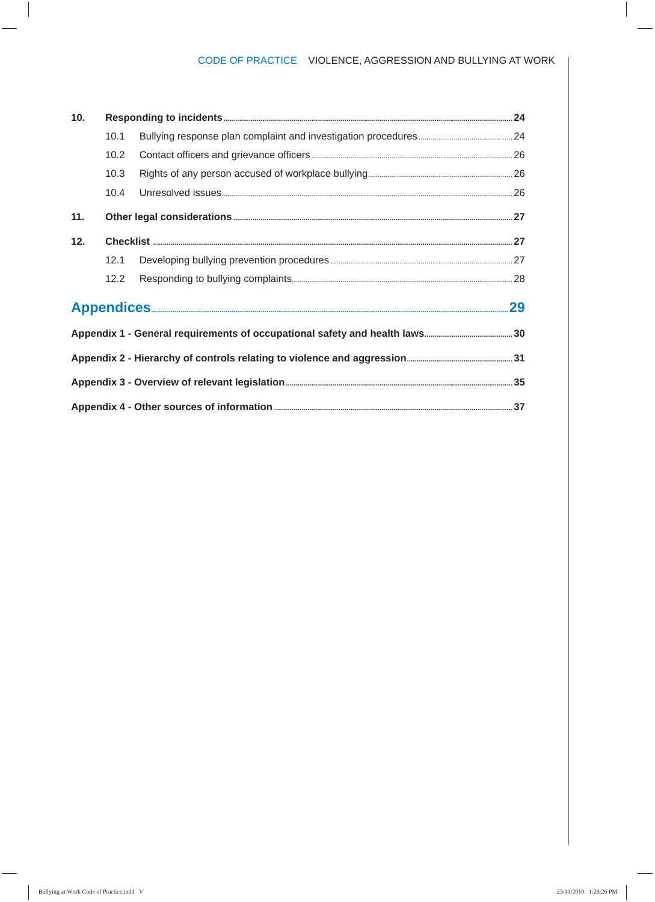**10. Responding to incidents** .......... **24**

10.1 Bullying response plan complaint and investigation procedures .......... 24

10.2 Contact officers and grievance officers .......... 26

10.3 Rights of any person accused of workplace bullying .......... 26

10.4 Unresolved issues .......... 26

**11. Other legal considerations** .......... **27**

**12. Checklist** .......... **27**

12.1 Developing bullying prevention procedures .......... 27

12.2 Responding to bullying complaints .......... 28

## Appendices .......... 29

**Appendix 1 - General requirements of occupational safety and health laws** .......... **30**

**Appendix 2 - Hierarchy of controls relating to violence and aggression** .......... **31**

**Appendix 3 - Overview of relevant legislation** .......... **35**

**Appendix 4 - Other sources of information** .......... **37**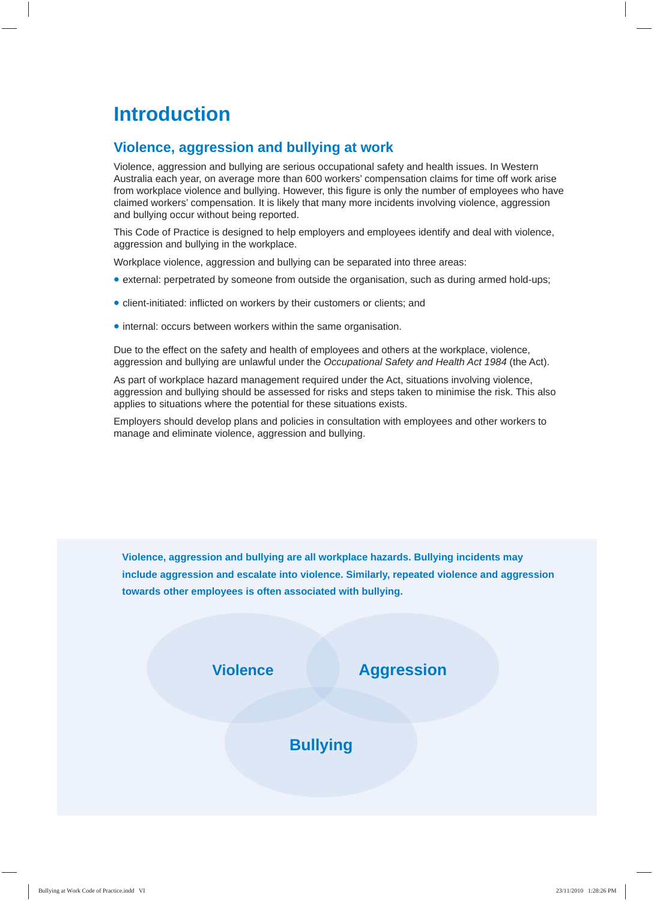# Introduction

## Violence, aggression and bullying at work

Violence, aggression and bullying are serious occupational safety and health issues. In Western Australia each year, on average more than 600 workers' compensation claims for time off work arise from workplace violence and bullying. However, this figure is only the number of employees who have claimed workers' compensation. It is likely that many more incidents involving violence, aggression and bullying occur without being reported.

This Code of Practice is designed to help employers and employees identify and deal with violence, aggression and bullying in the workplace.

Workplace violence, aggression and bullying can be separated into three areas:

- external: perpetrated by someone from outside the organisation, such as during armed hold-ups;
- client-initiated: inflicted on workers by their customers or clients; and
- internal: occurs between workers within the same organisation.

Due to the effect on the safety and health of employees and others at the workplace, violence, aggression and bullying are unlawful under the *Occupational Safety and Health Act 1984* (the Act).

As part of workplace hazard management required under the Act, situations involving violence, aggression and bullying should be assessed for risks and steps taken to minimise the risk. This also applies to situations where the potential for these situations exists.

Employers should develop plans and policies in consultation with employees and other workers to manage and eliminate violence, aggression and bullying.

**Violence, aggression and bullying are all workplace hazards. Bullying incidents may include aggression and escalate into violence. Similarly, repeated violence and aggression towards other employees is often associated with bullying.**

Violence

Aggression

Bullying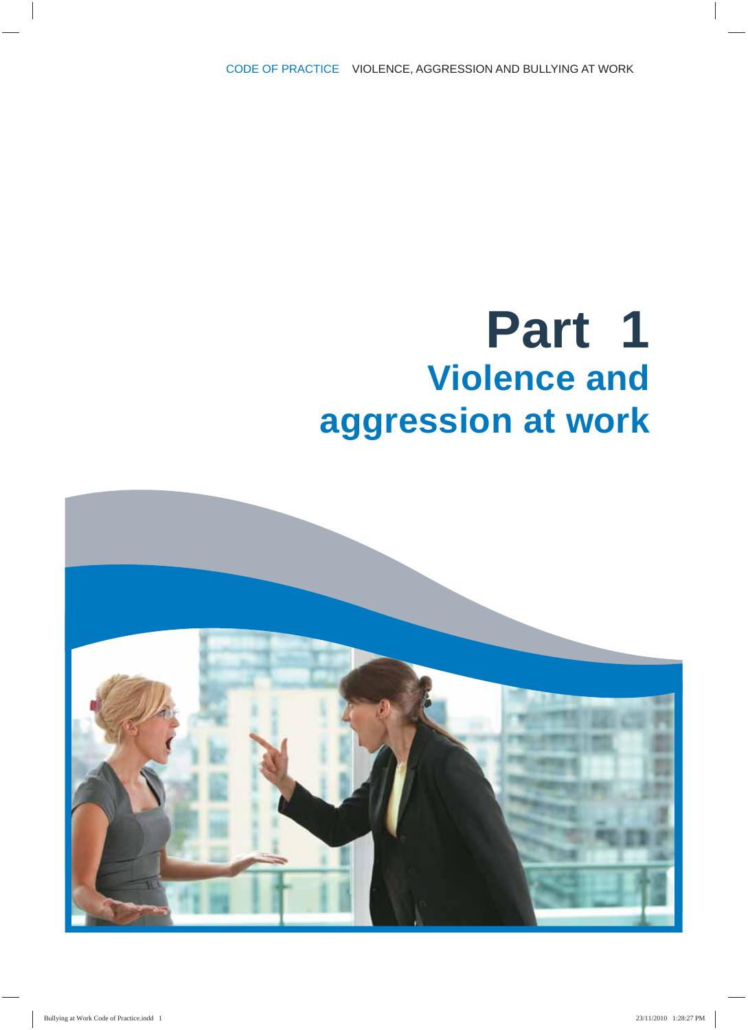# Part 1

## Violence and aggression at work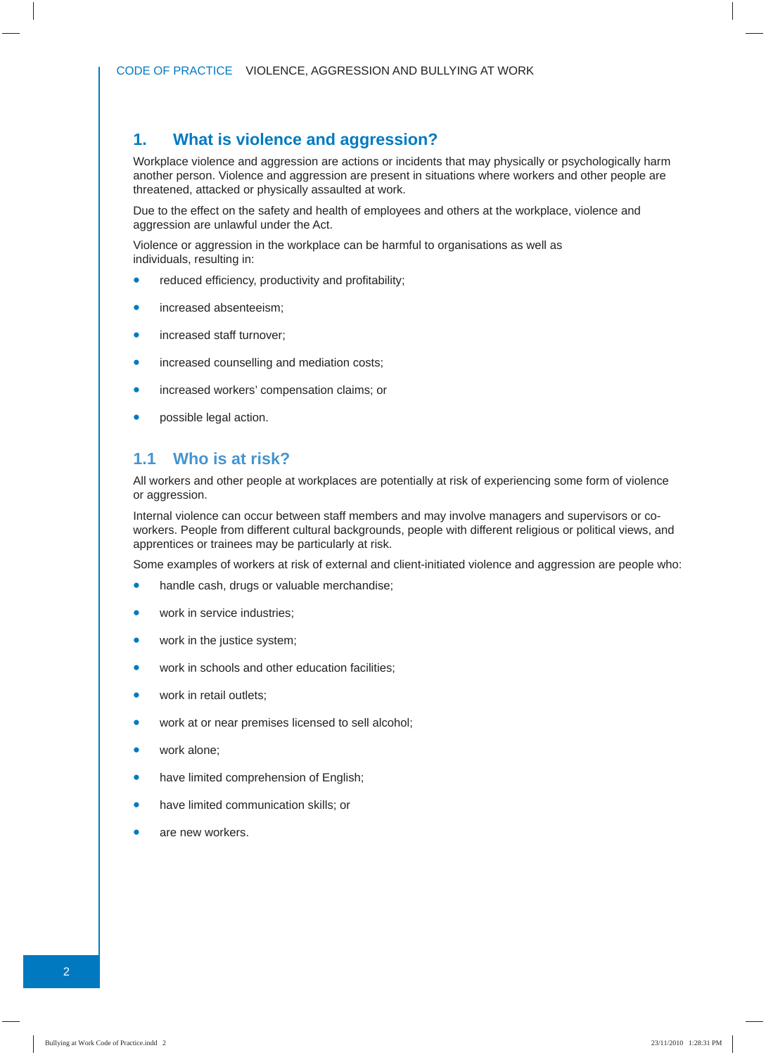## 1. What is violence and aggression?

Workplace violence and aggression are actions or incidents that may physically or psychologically harm another person. Violence and aggression are present in situations where workers and other people are threatened, attacked or physically assaulted at work.

Due to the effect on the safety and health of employees and others at the workplace, violence and aggression are unlawful under the Act.

Violence or aggression in the workplace can be harmful to organisations as well as individuals, resulting in:

- reduced efficiency, productivity and profitability;
- increased absenteeism;
- increased staff turnover;
- increased counselling and mediation costs;
- increased workers' compensation claims; or
- possible legal action.

### 1.1 Who is at risk?

All workers and other people at workplaces are potentially at risk of experiencing some form of violence or aggression.

Internal violence can occur between staff members and may involve managers and supervisors or co-workers. People from different cultural backgrounds, people with different religious or political views, and apprentices or trainees may be particularly at risk.

Some examples of workers at risk of external and client-initiated violence and aggression are people who:

- handle cash, drugs or valuable merchandise;
- work in service industries;
- work in the justice system;
- work in schools and other education facilities;
- work in retail outlets;
- work at or near premises licensed to sell alcohol;
- work alone;
- have limited comprehension of English;
- have limited communication skills; or
- are new workers.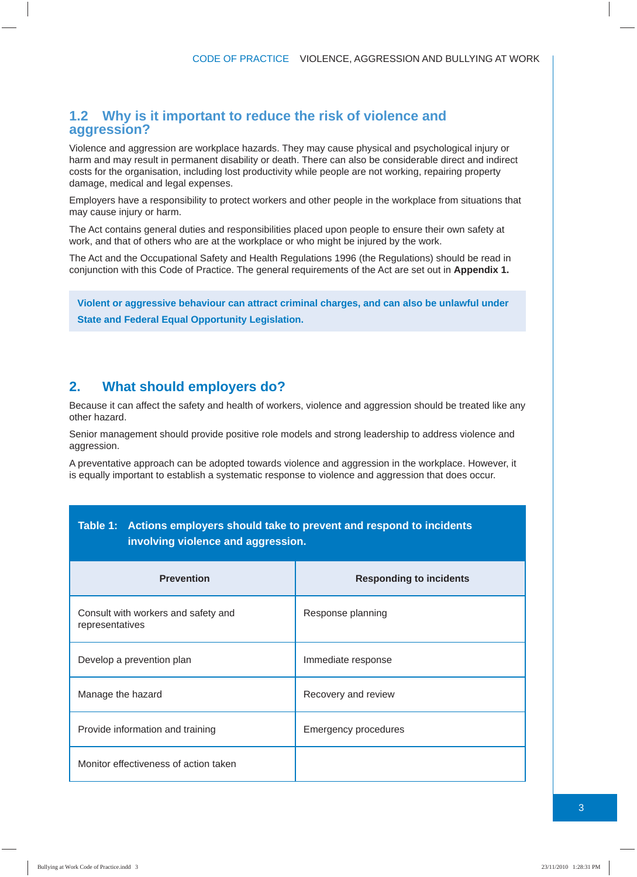## 1.2 Why is it important to reduce the risk of violence and aggression?

Violence and aggression are workplace hazards. They may cause physical and psychological injury or harm and may result in permanent disability or death. There can also be considerable direct and indirect costs for the organisation, including lost productivity while people are not working, repairing property damage, medical and legal expenses.

Employers have a responsibility to protect workers and other people in the workplace from situations that may cause injury or harm.

The Act contains general duties and responsibilities placed upon people to ensure their own safety at work, and that of others who are at the workplace or who might be injured by the work.

The Act and the Occupational Safety and Health Regulations 1996 (the Regulations) should be read in conjunction with this Code of Practice. The general requirements of the Act are set out in **Appendix 1.**

**Violent or aggressive behaviour can attract criminal charges, and can also be unlawful under State and Federal Equal Opportunity Legislation.**

## 2. What should employers do?

Because it can affect the safety and health of workers, violence and aggression should be treated like any other hazard.

Senior management should provide positive role models and strong leadership to address violence and aggression.

A preventative approach can be adopted towards violence and aggression in the workplace. However, it is equally important to establish a systematic response to violence and aggression that does occur.

**Table 1: Actions employers should take to prevent and respond to incidents involving violence and aggression.**

| Prevention | Responding to incidents |
|---|---|
| Consult with workers and safety and representatives | Response planning |
| Develop a prevention plan | Immediate response |
| Manage the hazard | Recovery and review |
| Provide information and training | Emergency procedures |
| Monitor effectiveness of action taken | |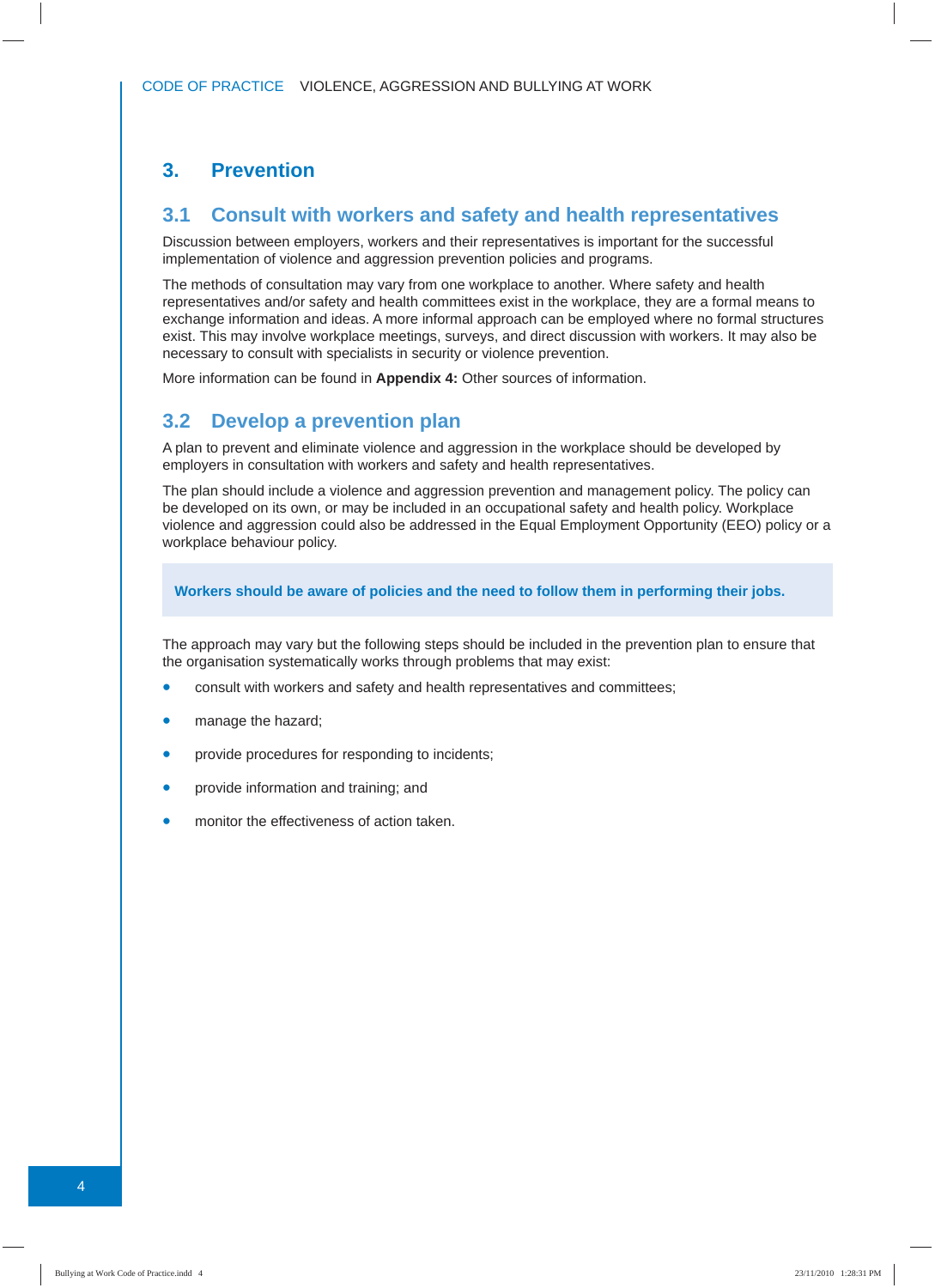# 3. Prevention

## 3.1 Consult with workers and safety and health representatives

Discussion between employers, workers and their representatives is important for the successful implementation of violence and aggression prevention policies and programs.

The methods of consultation may vary from one workplace to another. Where safety and health representatives and/or safety and health committees exist in the workplace, they are a formal means to exchange information and ideas. A more informal approach can be employed where no formal structures exist. This may involve workplace meetings, surveys, and direct discussion with workers. It may also be necessary to consult with specialists in security or violence prevention.

More information can be found in **Appendix 4:** Other sources of information.

## 3.2 Develop a prevention plan

A plan to prevent and eliminate violence and aggression in the workplace should be developed by employers in consultation with workers and safety and health representatives.

The plan should include a violence and aggression prevention and management policy. The policy can be developed on its own, or may be included in an occupational safety and health policy. Workplace violence and aggression could also be addressed in the Equal Employment Opportunity (EEO) policy or a workplace behaviour policy.

> **Workers should be aware of policies and the need to follow them in performing their jobs.**

The approach may vary but the following steps should be included in the prevention plan to ensure that the organisation systematically works through problems that may exist:

- consult with workers and safety and health representatives and committees;
- manage the hazard;
- provide procedures for responding to incidents;
- provide information and training; and
- monitor the effectiveness of action taken.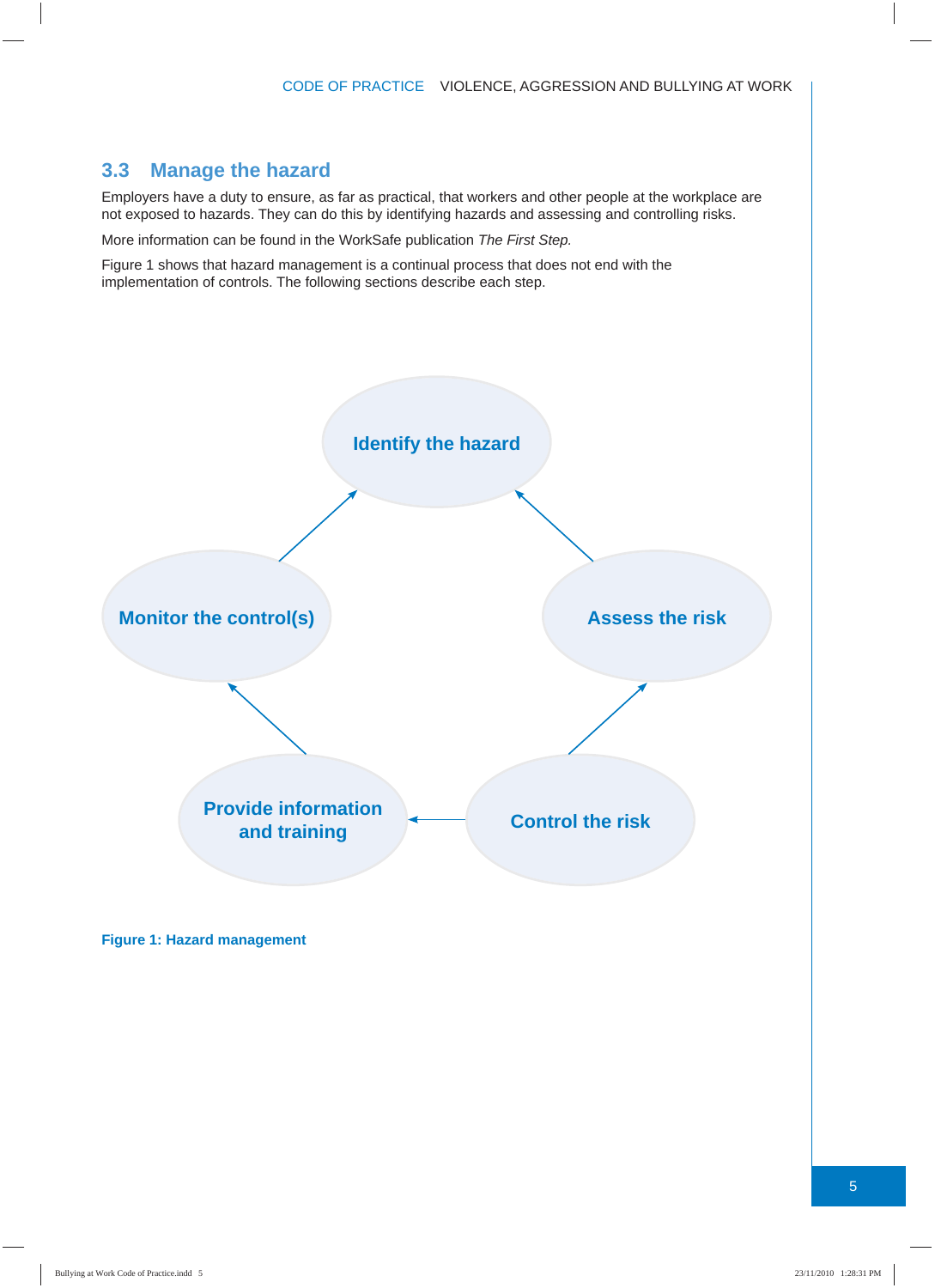## 3.3 Manage the hazard

Employers have a duty to ensure, as far as practical, that workers and other people at the workplace are not exposed to hazards. They can do this by identifying hazards and assessing and controlling risks.

More information can be found in the WorkSafe publication *The First Step.*

Figure 1 shows that hazard management is a continual process that does not end with the implementation of controls. The following sections describe each step.

Identify the hazard

Assess the risk

Control the risk

Provide information and training

Monitor the control(s)

**Figure 1: Hazard management**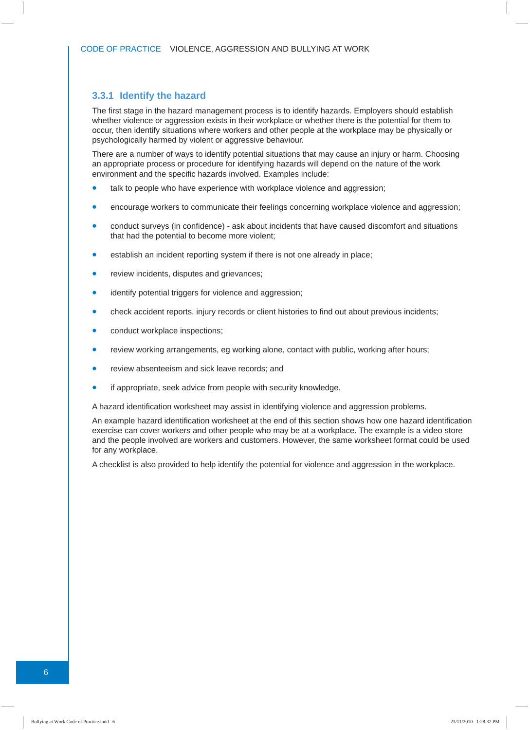### 3.3.1 Identify the hazard

The first stage in the hazard management process is to identify hazards. Employers should establish whether violence or aggression exists in their workplace or whether there is the potential for them to occur, then identify situations where workers and other people at the workplace may be physically or psychologically harmed by violent or aggressive behaviour.

There are a number of ways to identify potential situations that may cause an injury or harm. Choosing an appropriate process or procedure for identifying hazards will depend on the nature of the work environment and the specific hazards involved. Examples include:

- talk to people who have experience with workplace violence and aggression;
- encourage workers to communicate their feelings concerning workplace violence and aggression;
- conduct surveys (in confidence) - ask about incidents that have caused discomfort and situations that had the potential to become more violent;
- establish an incident reporting system if there is not one already in place;
- review incidents, disputes and grievances;
- identify potential triggers for violence and aggression;
- check accident reports, injury records or client histories to find out about previous incidents;
- conduct workplace inspections;
- review working arrangements, eg working alone, contact with public, working after hours;
- review absenteeism and sick leave records; and
- if appropriate, seek advice from people with security knowledge.

A hazard identification worksheet may assist in identifying violence and aggression problems.

An example hazard identification worksheet at the end of this section shows how one hazard identification exercise can cover workers and other people who may be at a workplace. The example is a video store and the people involved are workers and customers. However, the same worksheet format could be used for any workplace.

A checklist is also provided to help identify the potential for violence and aggression in the workplace.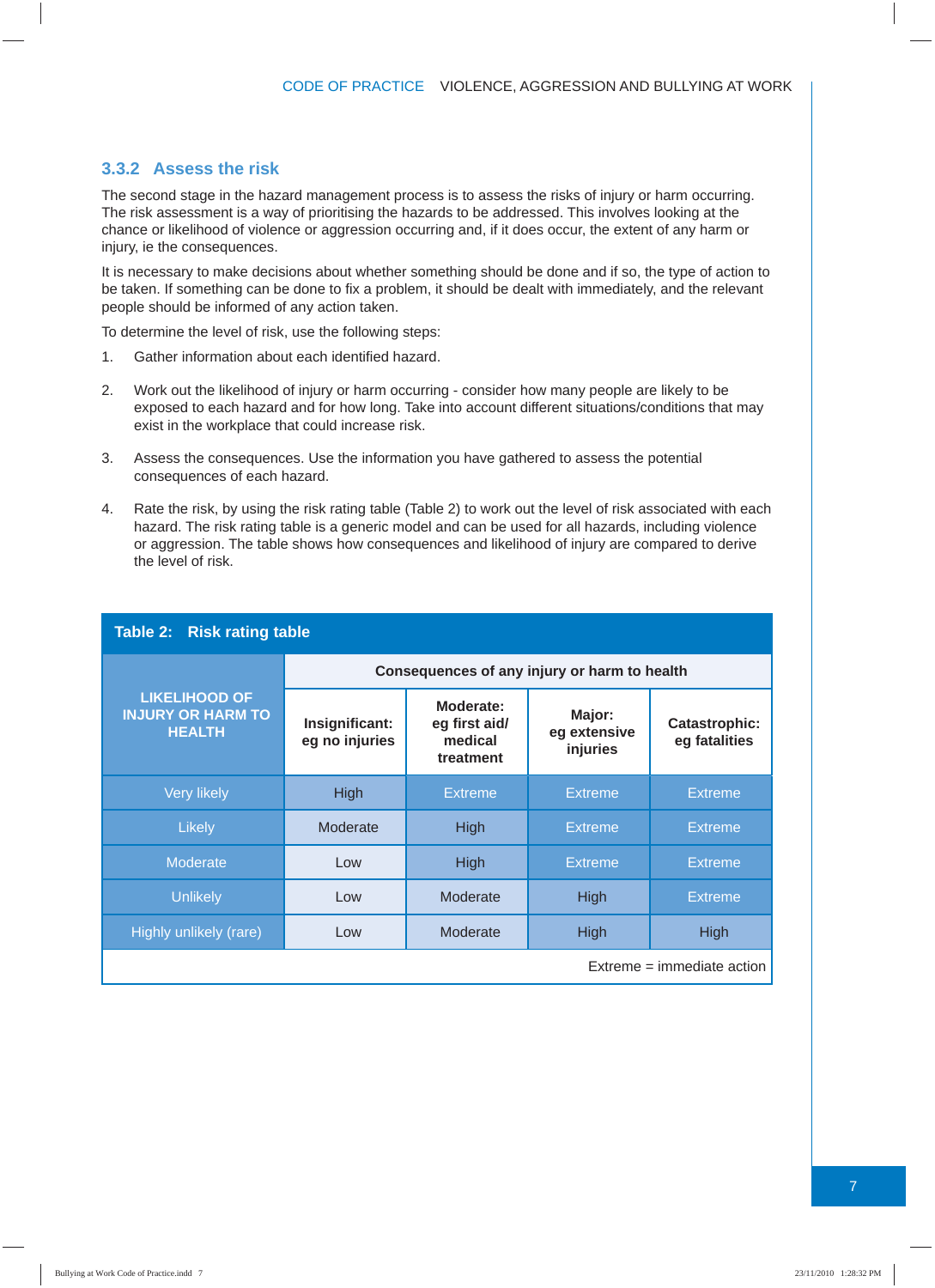### 3.3.2 Assess the risk

The second stage in the hazard management process is to assess the risks of injury or harm occurring. The risk assessment is a way of prioritising the hazards to be addressed. This involves looking at the chance or likelihood of violence or aggression occurring and, if it does occur, the extent of any harm or injury, ie the consequences.

It is necessary to make decisions about whether something should be done and if so, the type of action to be taken. If something can be done to fix a problem, it should be dealt with immediately, and the relevant people should be informed of any action taken.

To determine the level of risk, use the following steps:

1. Gather information about each identified hazard.

2. Work out the likelihood of injury or harm occurring - consider how many people are likely to be exposed to each hazard and for how long. Take into account different situations/conditions that may exist in the workplace that could increase risk.

3. Assess the consequences. Use the information you have gathered to assess the potential consequences of each hazard.

4. Rate the risk, by using the risk rating table (Table 2) to work out the level of risk associated with each hazard. The risk rating table is a generic model and can be used for all hazards, including violence or aggression. The table shows how consequences and likelihood of injury are compared to derive the level of risk.

**Table 2: Risk rating table**

| LIKELIHOOD OF INJURY OR HARM TO HEALTH | Consequences of any injury or harm to health | | | |
|---|---|---|---|---|
| | **Insignificant: eg no injuries** | **Moderate: eg first aid/ medical treatment** | **Major: eg extensive injuries** | **Catastrophic: eg fatalities** |
| Very likely | High | Extreme | Extreme | Extreme |
| Likely | Moderate | High | Extreme | Extreme |
| Moderate | Low | High | Extreme | Extreme |
| Unlikely | Low | Moderate | High | Extreme |
| Highly unlikely (rare) | Low | Moderate | High | High |

Extreme = immediate action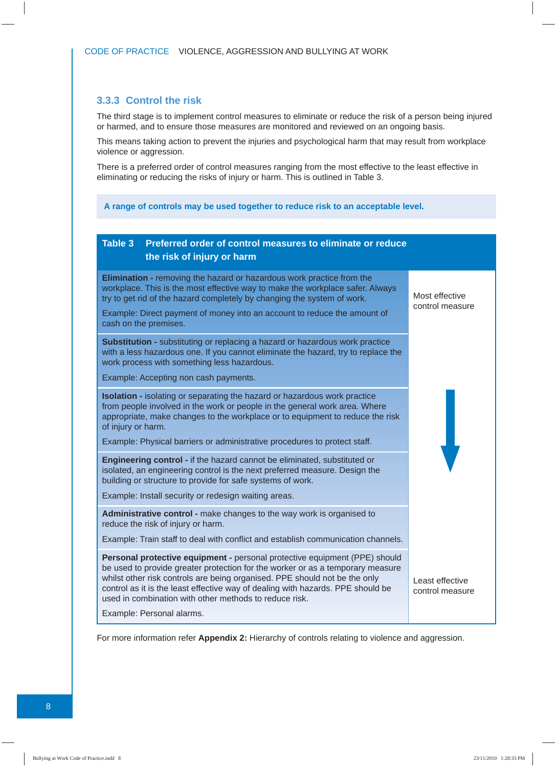### 3.3.3 Control the risk

The third stage is to implement control measures to eliminate or reduce the risk of a person being injured or harmed, and to ensure those measures are monitored and reviewed on an ongoing basis.

This means taking action to prevent the injuries and psychological harm that may result from workplace violence or aggression.

There is a preferred order of control measures ranging from the most effective to the least effective in eliminating or reducing the risks of injury or harm. This is outlined in Table 3.

**A range of controls may be used together to reduce risk to an acceptable level.**

**Table 3 Preferred order of control measures to eliminate or reduce the risk of injury or harm**

| Control measure | Effectiveness |
|---|---|
| **Elimination -** removing the hazard or hazardous work practice from the workplace. This is the most effective way to make the workplace safer. Always try to get rid of the hazard completely by changing the system of work. Example: Direct payment of money into an account to reduce the amount of cash on the premises. | Most effective control measure |
| **Substitution -** substituting or replacing a hazard or hazardous work practice with a less hazardous one. If you cannot eliminate the hazard, try to replace the work process with something less hazardous. Example: Accepting non cash payments. | ↓ |
| **Isolation -** isolating or separating the hazard or hazardous work practice from people involved in the work or people in the general work area. Where appropriate, make changes to the workplace or to equipment to reduce the risk of injury or harm. Example: Physical barriers or administrative procedures to protect staff. | ↓ |
| **Engineering control -** if the hazard cannot be eliminated, substituted or isolated, an engineering control is the next preferred measure. Design the building or structure to provide for safe systems of work. Example: Install security or redesign waiting areas. | ↓ |
| **Administrative control -** make changes to the way work is organised to reduce the risk of injury or harm. Example: Train staff to deal with conflict and establish communication channels. | ↓ |
| **Personal protective equipment -** personal protective equipment (PPE) should be used to provide greater protection for the worker or as a temporary measure whilst other risk controls are being organised. PPE should not be the only control as it is the least effective way of dealing with hazards. PPE should be used in combination with other methods to reduce risk. Example: Personal alarms. | Least effective control measure |

For more information refer **Appendix 2:** Hierarchy of controls relating to violence and aggression.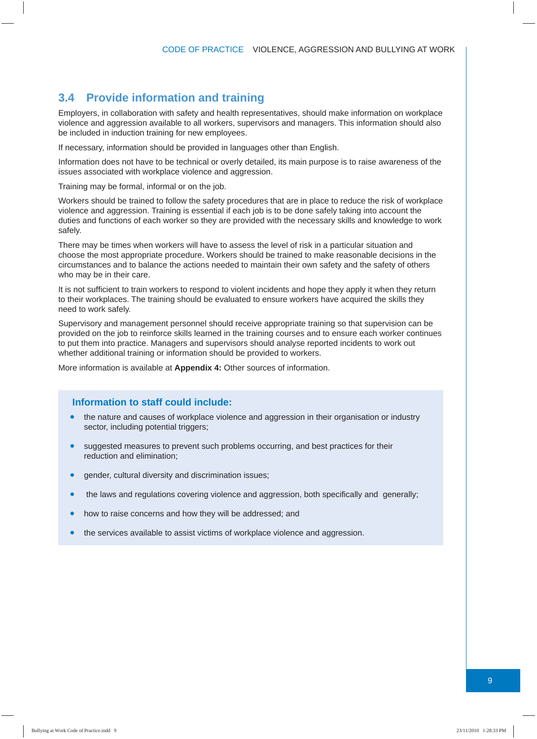## 3.4 Provide information and training

Employers, in collaboration with safety and health representatives, should make information on workplace violence and aggression available to all workers, supervisors and managers. This information should also be included in induction training for new employees.

If necessary, information should be provided in languages other than English.

Information does not have to be technical or overly detailed, its main purpose is to raise awareness of the issues associated with workplace violence and aggression.

Training may be formal, informal or on the job.

Workers should be trained to follow the safety procedures that are in place to reduce the risk of workplace violence and aggression. Training is essential if each job is to be done safely taking into account the duties and functions of each worker so they are provided with the necessary skills and knowledge to work safely.

There may be times when workers will have to assess the level of risk in a particular situation and choose the most appropriate procedure. Workers should be trained to make reasonable decisions in the circumstances and to balance the actions needed to maintain their own safety and the safety of others who may be in their care.

It is not sufficient to train workers to respond to violent incidents and hope they apply it when they return to their workplaces. The training should be evaluated to ensure workers have acquired the skills they need to work safely.

Supervisory and management personnel should receive appropriate training so that supervision can be provided on the job to reinforce skills learned in the training courses and to ensure each worker continues to put them into practice. Managers and supervisors should analyse reported incidents to work out whether additional training or information should be provided to workers.

More information is available at **Appendix 4:** Other sources of information.

### Information to staff could include:

- the nature and causes of workplace violence and aggression in their organisation or industry sector, including potential triggers;
- suggested measures to prevent such problems occurring, and best practices for their reduction and elimination;
- gender, cultural diversity and discrimination issues;
- the laws and regulations covering violence and aggression, both specifically and generally;
- how to raise concerns and how they will be addressed; and
- the services available to assist victims of workplace violence and aggression.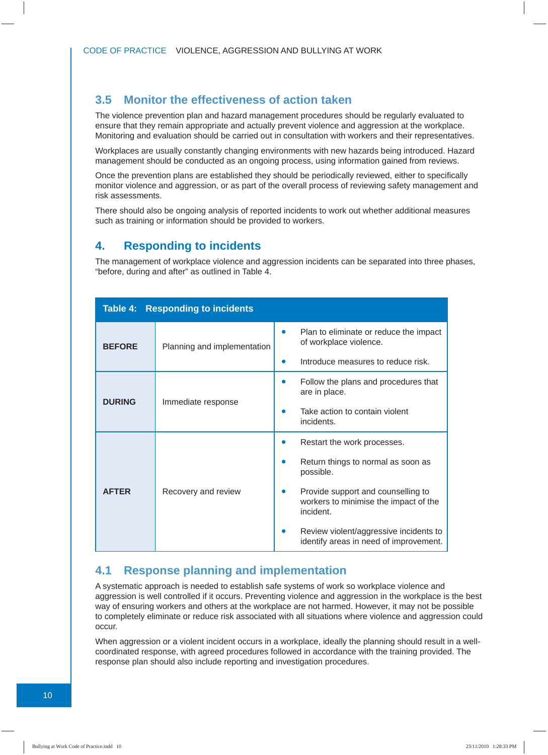## 3.5 Monitor the effectiveness of action taken

The violence prevention plan and hazard management procedures should be regularly evaluated to ensure that they remain appropriate and actually prevent violence and aggression at the workplace. Monitoring and evaluation should be carried out in consultation with workers and their representatives.

Workplaces are usually constantly changing environments with new hazards being introduced. Hazard management should be conducted as an ongoing process, using information gained from reviews.

Once the prevention plans are established they should be periodically reviewed, either to specifically monitor violence and aggression, or as part of the overall process of reviewing safety management and risk assessments.

There should also be ongoing analysis of reported incidents to work out whether additional measures such as training or information should be provided to workers.

# 4. Responding to incidents

The management of workplace violence and aggression incidents can be separated into three phases, "before, during and after" as outlined in Table 4.

**Table 4: Responding to incidents**

| | | |
|---|---|---|
| **BEFORE** | Planning and implementation | • Plan to eliminate or reduce the impact of workplace violence.<br>• Introduce measures to reduce risk. |
| **DURING** | Immediate response | • Follow the plans and procedures that are in place.<br>• Take action to contain violent incidents. |
| **AFTER** | Recovery and review | • Restart the work processes.<br>• Return things to normal as soon as possible.<br>• Provide support and counselling to workers to minimise the impact of the incident.<br>• Review violent/aggressive incidents to identify areas in need of improvement. |

## 4.1 Response planning and implementation

A systematic approach is needed to establish safe systems of work so workplace violence and aggression is well controlled if it occurs. Preventing violence and aggression in the workplace is the best way of ensuring workers and others at the workplace are not harmed. However, it may not be possible to completely eliminate or reduce risk associated with all situations where violence and aggression could occur.

When aggression or a violent incident occurs in a workplace, ideally the planning should result in a well-coordinated response, with agreed procedures followed in accordance with the training provided. The response plan should also include reporting and investigation procedures.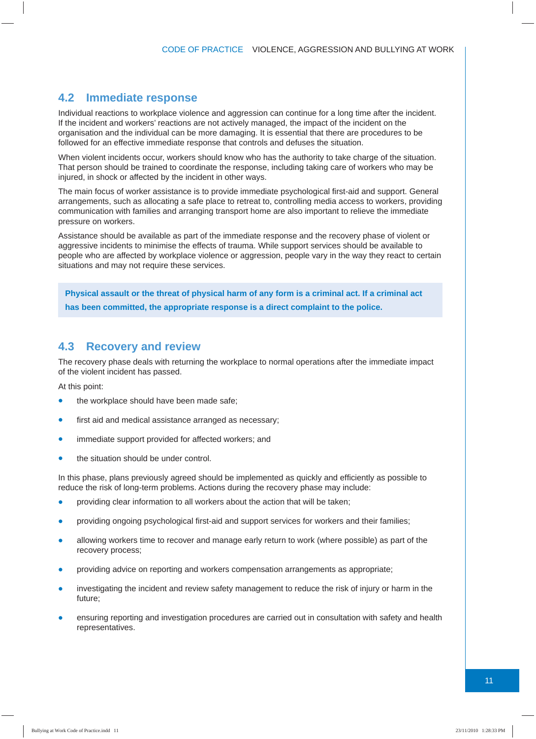## 4.2 Immediate response

Individual reactions to workplace violence and aggression can continue for a long time after the incident. If the incident and workers' reactions are not actively managed, the impact of the incident on the organisation and the individual can be more damaging. It is essential that there are procedures to be followed for an effective immediate response that controls and defuses the situation.

When violent incidents occur, workers should know who has the authority to take charge of the situation. That person should be trained to coordinate the response, including taking care of workers who may be injured, in shock or affected by the incident in other ways.

The main focus of worker assistance is to provide immediate psychological first-aid and support. General arrangements, such as allocating a safe place to retreat to, controlling media access to workers, providing communication with families and arranging transport home are also important to relieve the immediate pressure on workers.

Assistance should be available as part of the immediate response and the recovery phase of violent or aggressive incidents to minimise the effects of trauma. While support services should be available to people who are affected by workplace violence or aggression, people vary in the way they react to certain situations and may not require these services.

> **Physical assault or the threat of physical harm of any form is a criminal act. If a criminal act has been committed, the appropriate response is a direct complaint to the police.**

## 4.3 Recovery and review

The recovery phase deals with returning the workplace to normal operations after the immediate impact of the violent incident has passed.

At this point:

- the workplace should have been made safe;
- first aid and medical assistance arranged as necessary;
- immediate support provided for affected workers; and
- the situation should be under control.

In this phase, plans previously agreed should be implemented as quickly and efficiently as possible to reduce the risk of long-term problems. Actions during the recovery phase may include:

- providing clear information to all workers about the action that will be taken;
- providing ongoing psychological first-aid and support services for workers and their families;
- allowing workers time to recover and manage early return to work (where possible) as part of the recovery process;
- providing advice on reporting and workers compensation arrangements as appropriate;
- investigating the incident and review safety management to reduce the risk of injury or harm in the future;
- ensuring reporting and investigation procedures are carried out in consultation with safety and health representatives.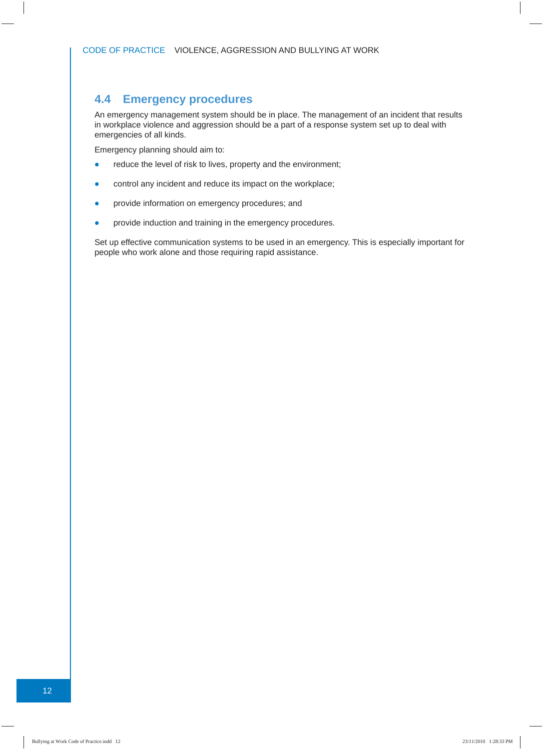## 4.4 Emergency procedures

An emergency management system should be in place. The management of an incident that results in workplace violence and aggression should be a part of a response system set up to deal with emergencies of all kinds.

Emergency planning should aim to:

- reduce the level of risk to lives, property and the environment;
- control any incident and reduce its impact on the workplace;
- provide information on emergency procedures; and
- provide induction and training in the emergency procedures.

Set up effective communication systems to be used in an emergency. This is especially important for people who work alone and those requiring rapid assistance.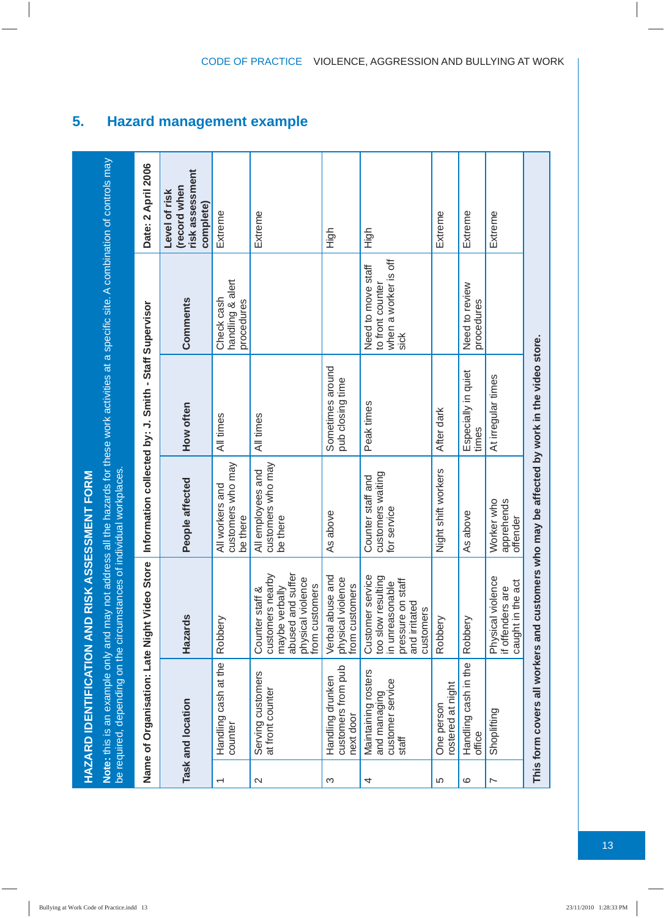## 5. Hazard management example

**HAZARD IDENTIFICATION AND RISK ASSESSMENT FORM**

**Note:** this is an example only and may not address all the hazards for these work activities at a specific site. A combination of controls may be required, depending on the circumstances of individual workplaces.

**Name of Organisation: Late Night Video Store** | **Information collected by: J. Smith - Staff Supervisor** | **Date: 2 April 2006**

| | Task and location | Hazards | People affected | How often | Comments | Level of risk (record when risk assessment complete) |
|---|---|---|---|---|---|---|
| 1 | Handling cash at the counter | Robbery | All workers and customers who may be there | All times | Check cash handling & alert procedures | Extreme |
| 2 | Serving customers at front counter | Counter staff & customers nearby maybe verbally abused and suffer physical violence from customers | All employees and customers who may be there | All times | | Extreme |
| 3 | Handling drunken customers from pub next door | Verbal abuse and physical violence from customers | As above | Sometimes around pub closing time | | High |
| 4 | Maintaining rosters and managing customer service staff | Customer service too slow resulting in unreasonable pressure on staff and irritated customers | Counter staff and customers waiting for service | Peak times | Need to move staff to front counter when a worker is off sick | High |
| 5 | One person rostered at night | Robbery | Night shift workers | After dark | | Extreme |
| 6 | Handling cash in the office | Robbery | As above | Especially in quiet times | Need to review procedures | Extreme |
| 7 | Shoplifting | Physical violence if offenders are caught in the act | Worker who apprehends offender | At irregular times | | Extreme |

**This form covers all workers and customers who may be affected by work in the video store.**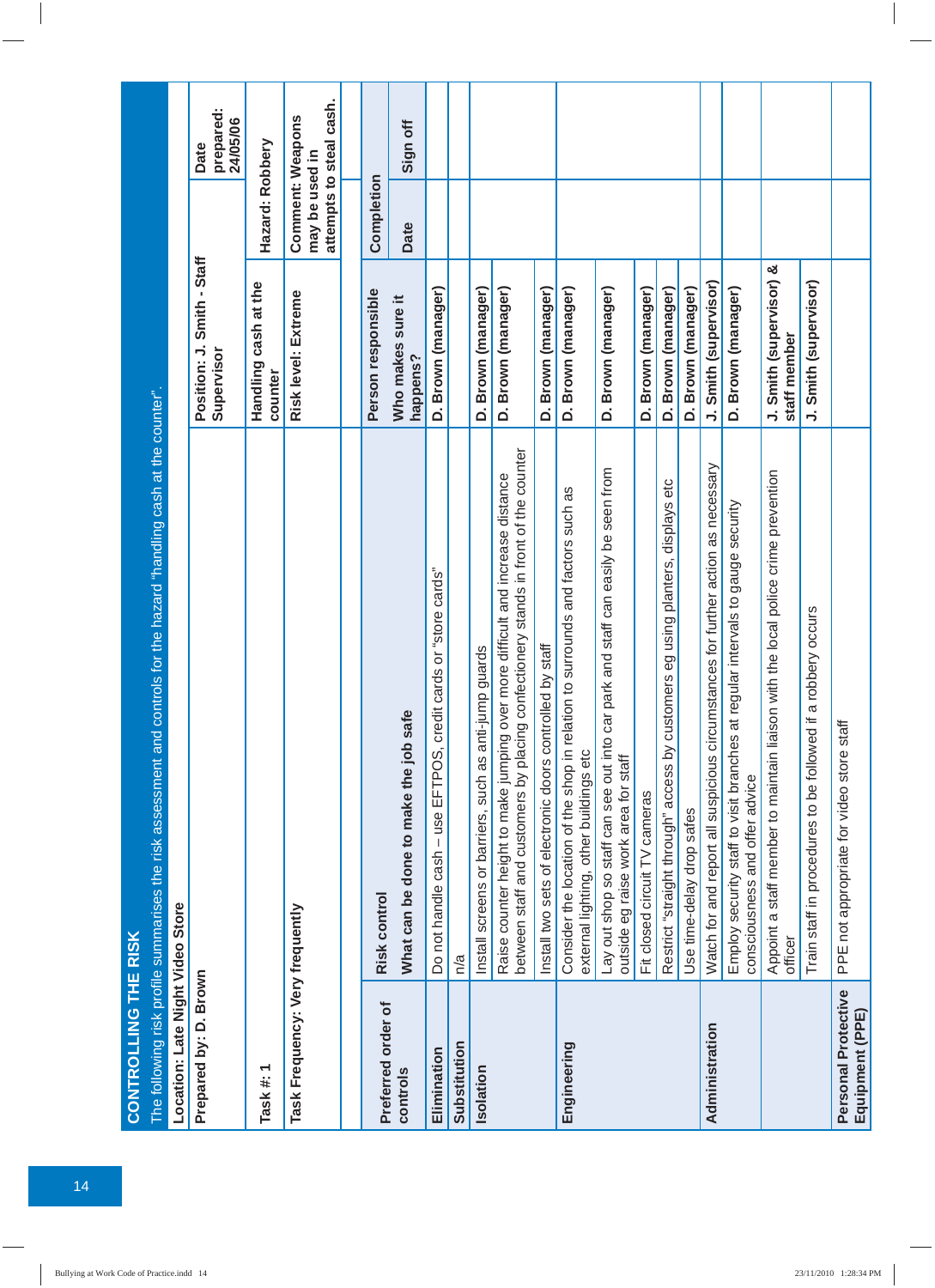## CONTROLLING THE RISK

The following risk profile summarises the risk assessment and controls for the hazard "handling cash at the counter".

| Location: Late Night Video Store | | | | |
|---|---|---|---|---|
| Prepared by: D. Brown | | Position: J. Smith - Staff Supervisor | | Date prepared: 24/05/06 |
| Task #: 1 | | Handling cash at the counter | Hazard: Robbery | |
| Task Frequency: Very frequently | | Risk level: Extreme | Comment: Weapons may be used in attempts to steal cash. | |
| **Preferred order of controls** | **Risk control** | **Person responsible** | **Completion** | |
| | **What can be done to make the job safe** | **Who makes sure it happens?** | **Date** | **Sign off** |
| **Elimination** | Do not handle cash – use EFTPOS, credit cards or "store cards" | D. Brown (manager) | | |
| **Substitution** | n/a | | | |
| **Isolation** | Install screens or barriers, such as anti-jump guards | D. Brown (manager) | | |
| | Raise counter height to make jumping over more difficult and increase distance between staff and customers by placing confectionery stands in front of the counter | D. Brown (manager) | | |
| | Install two sets of electronic doors controlled by staff | D. Brown (manager) | | |
| **Engineering** | Consider the location of the shop in relation to surrounds and factors such as external lighting, other buildings etc | D. Brown (manager) | | |
| | Lay out shop so staff can see out into car park and staff can easily be seen from outside eg raise work area for staff | D. Brown (manager) | | |
| | Fit closed circuit TV cameras | D. Brown (manager) | | |
| | Restrict "straight through" access by customers eg using planters, displays etc | D. Brown (manager) | | |
| | Use time-delay drop safes | D. Brown (manager) | | |
| **Administration** | Watch for and report all suspicious circumstances for further action as necessary | J. Smith (supervisor) | | |
| | Employ security staff to visit branches at regular intervals to gauge security consciousness and offer advice | D. Brown (manager) | | |
| | Appoint a staff member to maintain liaison with the local police crime prevention officer | J. Smith (supervisor) & staff member | | |
| | Train staff in procedures to be followed if a robbery occurs | J. Smith (supervisor) | | |
| **Personal Protective Equipment (PPE)** | PPE not appropriate for video store staff | | | |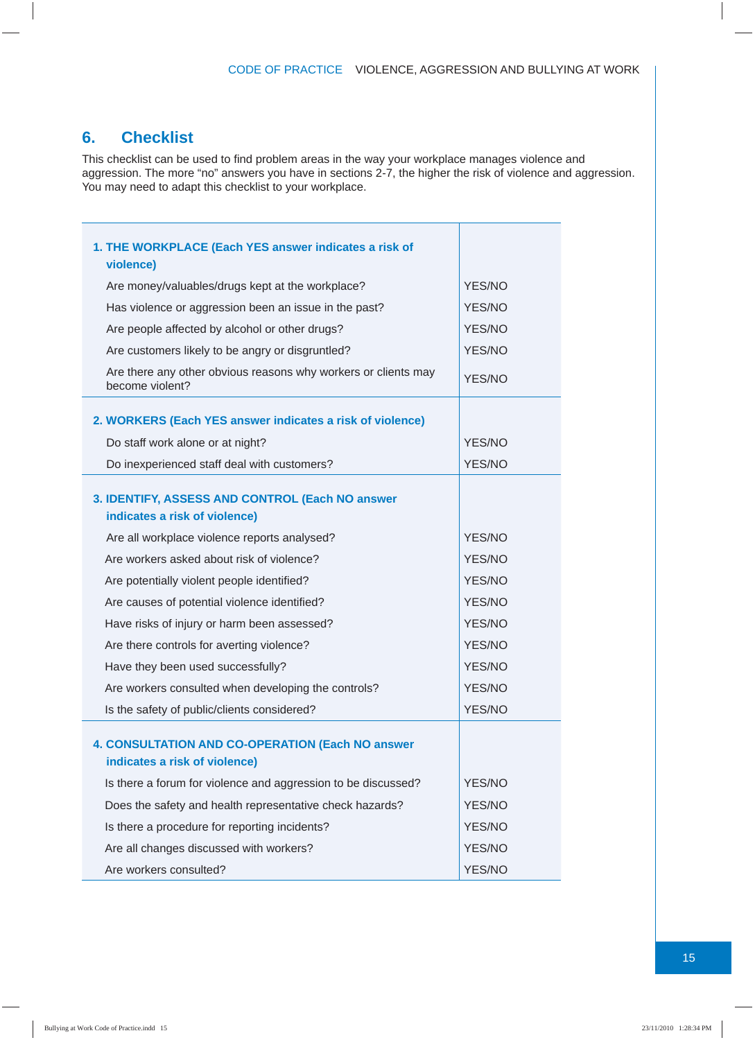## 6. Checklist

This checklist can be used to find problem areas in the way your workplace manages violence and aggression. The more "no" answers you have in sections 2-7, the higher the risk of violence and aggression. You may need to adapt this checklist to your workplace.

| | |
|---|---|
| **1. THE WORKPLACE (Each YES answer indicates a risk of violence)** | |
| Are money/valuables/drugs kept at the workplace? | YES/NO |
| Has violence or aggression been an issue in the past? | YES/NO |
| Are people affected by alcohol or other drugs? | YES/NO |
| Are customers likely to be angry or disgruntled? | YES/NO |
| Are there any other obvious reasons why workers or clients may become violent? | YES/NO |
| **2. WORKERS (Each YES answer indicates a risk of violence)** | |
| Do staff work alone or at night? | YES/NO |
| Do inexperienced staff deal with customers? | YES/NO |
| **3. IDENTIFY, ASSESS AND CONTROL (Each NO answer indicates a risk of violence)** | |
| Are all workplace violence reports analysed? | YES/NO |
| Are workers asked about risk of violence? | YES/NO |
| Are potentially violent people identified? | YES/NO |
| Are causes of potential violence identified? | YES/NO |
| Have risks of injury or harm been assessed? | YES/NO |
| Are there controls for averting violence? | YES/NO |
| Have they been used successfully? | YES/NO |
| Are workers consulted when developing the controls? | YES/NO |
| Is the safety of public/clients considered? | YES/NO |
| **4. CONSULTATION AND CO-OPERATION (Each NO answer indicates a risk of violence)** | |
| Is there a forum for violence and aggression to be discussed? | YES/NO |
| Does the safety and health representative check hazards? | YES/NO |
| Is there a procedure for reporting incidents? | YES/NO |
| Are all changes discussed with workers? | YES/NO |
| Are workers consulted? | YES/NO |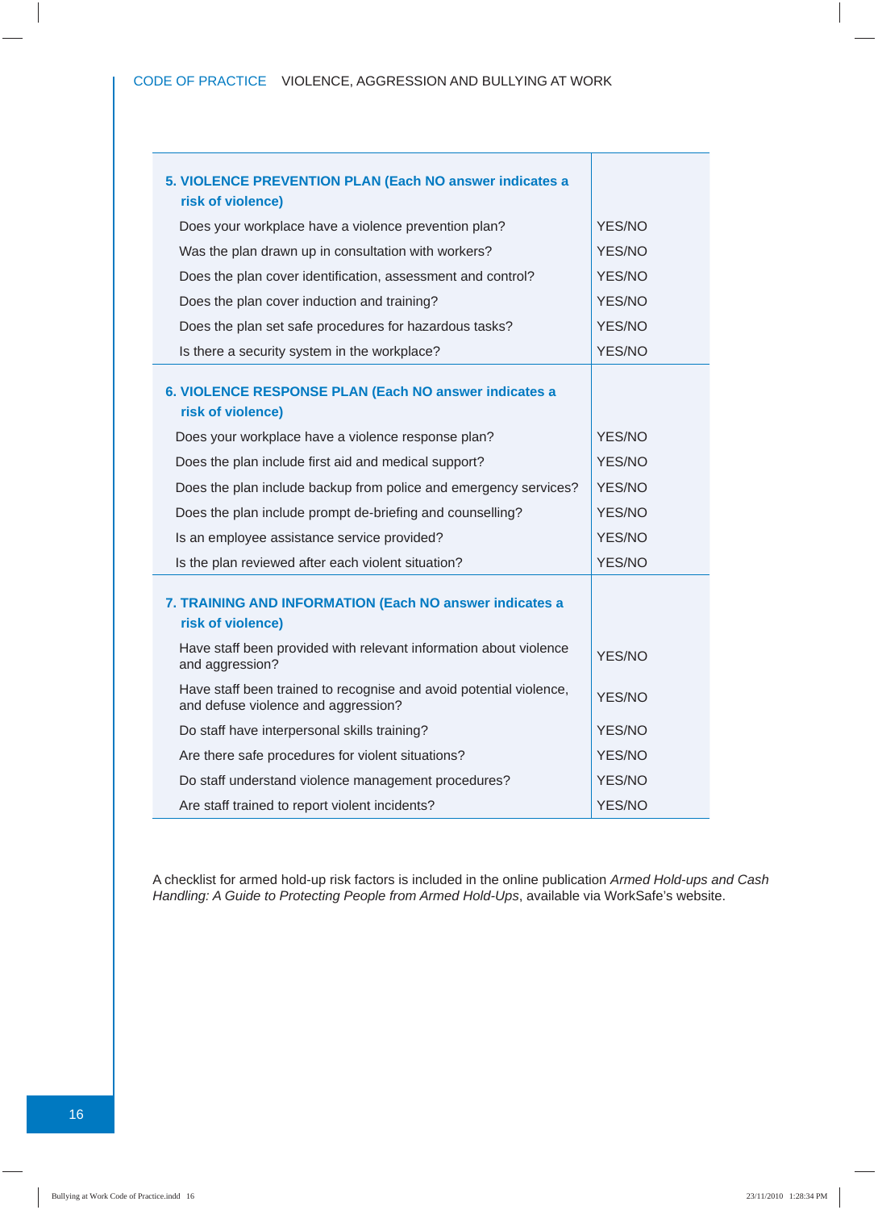| **5. VIOLENCE PREVENTION PLAN (Each NO answer indicates a risk of violence)** | |
|---|---|
| Does your workplace have a violence prevention plan? | YES/NO |
| Was the plan drawn up in consultation with workers? | YES/NO |
| Does the plan cover identification, assessment and control? | YES/NO |
| Does the plan cover induction and training? | YES/NO |
| Does the plan set safe procedures for hazardous tasks? | YES/NO |
| Is there a security system in the workplace? | YES/NO |
| **6. VIOLENCE RESPONSE PLAN (Each NO answer indicates a risk of violence)** | |
| Does your workplace have a violence response plan? | YES/NO |
| Does the plan include first aid and medical support? | YES/NO |
| Does the plan include backup from police and emergency services? | YES/NO |
| Does the plan include prompt de-briefing and counselling? | YES/NO |
| Is an employee assistance service provided? | YES/NO |
| Is the plan reviewed after each violent situation? | YES/NO |
| **7. TRAINING AND INFORMATION (Each NO answer indicates a risk of violence)** | |
| Have staff been provided with relevant information about violence and aggression? | YES/NO |
| Have staff been trained to recognise and avoid potential violence, and defuse violence and aggression? | YES/NO |
| Do staff have interpersonal skills training? | YES/NO |
| Are there safe procedures for violent situations? | YES/NO |
| Do staff understand violence management procedures? | YES/NO |
| Are staff trained to report violent incidents? | YES/NO |

A checklist for armed hold-up risk factors is included in the online publication *Armed Hold-ups and Cash Handling: A Guide to Protecting People from Armed Hold-Ups*, available via WorkSafe's website.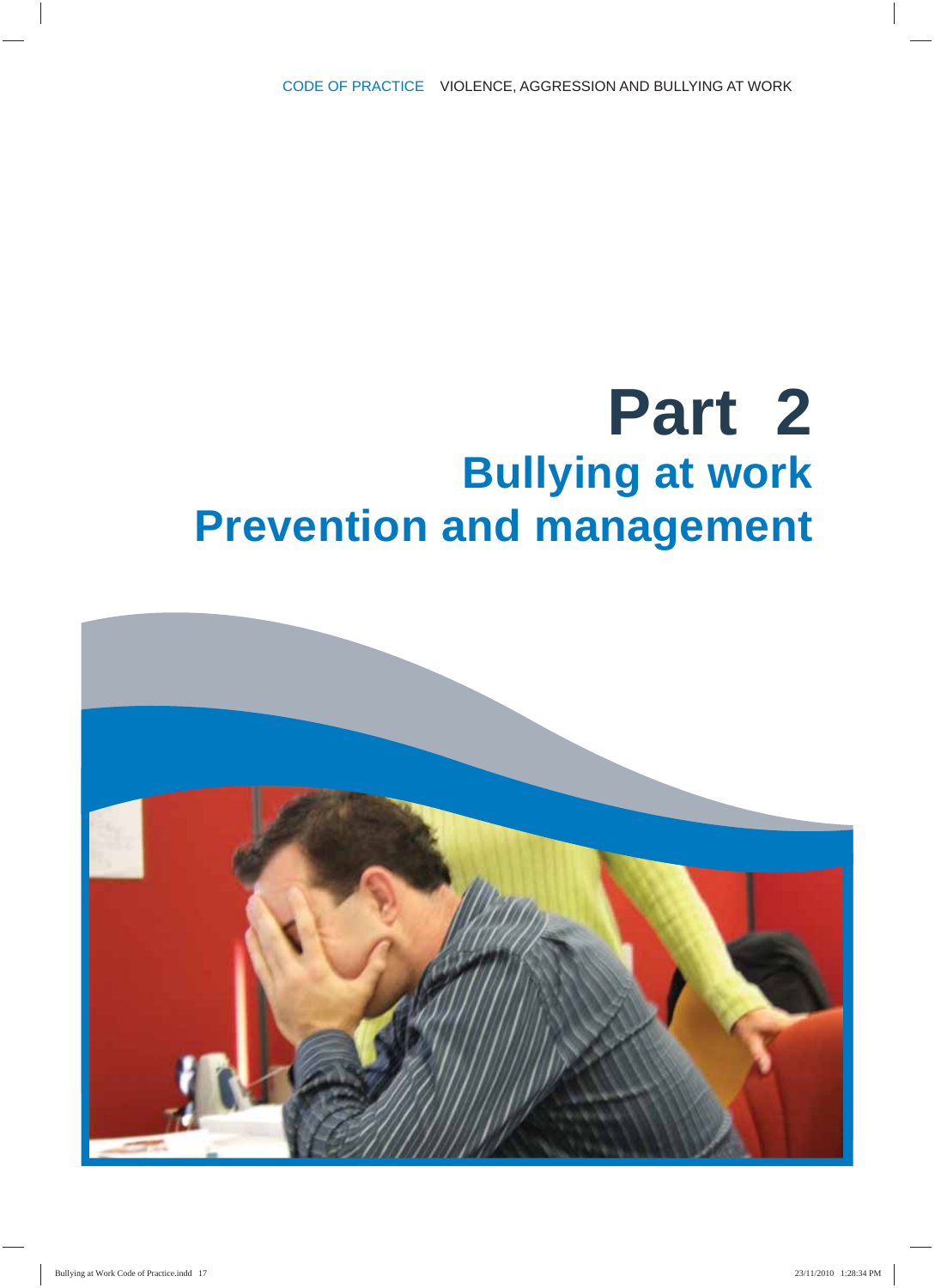# Part 2

## Bullying at work

## Prevention and management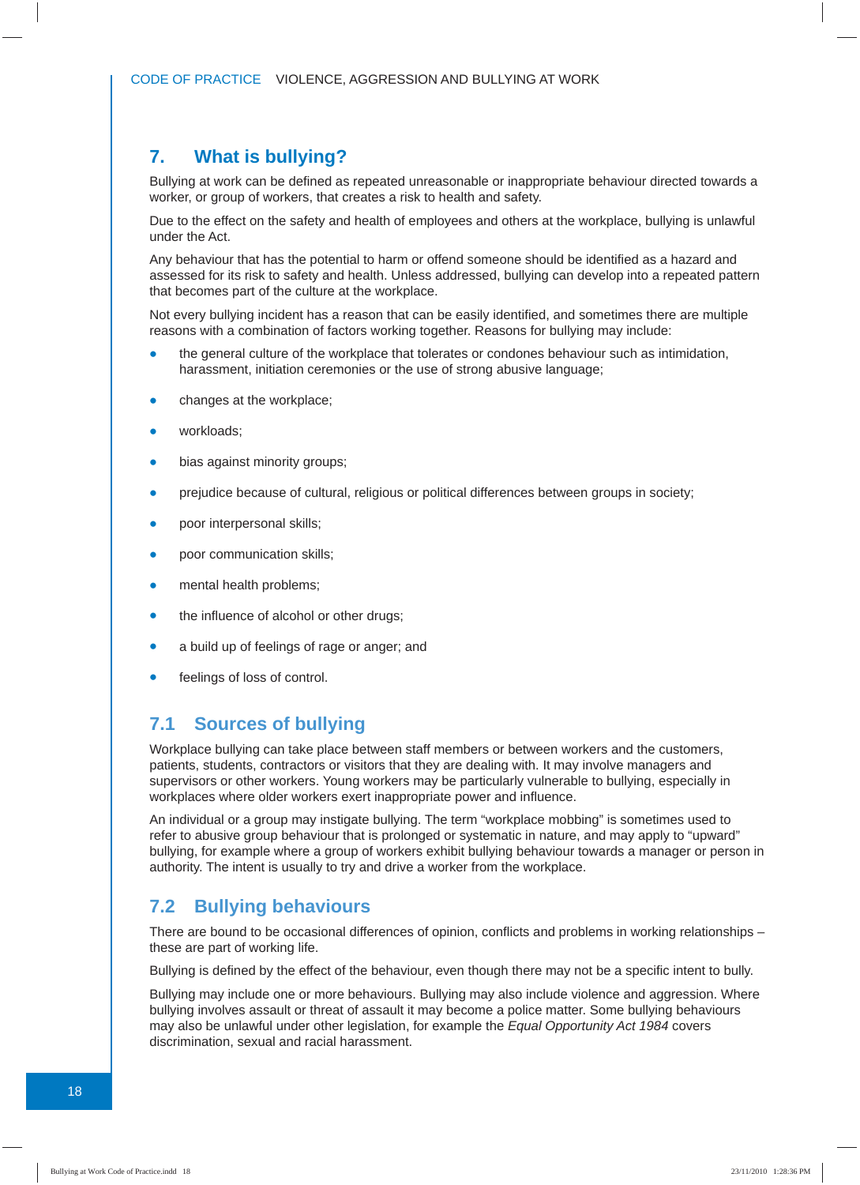## 7. What is bullying?

Bullying at work can be defined as repeated unreasonable or inappropriate behaviour directed towards a worker, or group of workers, that creates a risk to health and safety.

Due to the effect on the safety and health of employees and others at the workplace, bullying is unlawful under the Act.

Any behaviour that has the potential to harm or offend someone should be identified as a hazard and assessed for its risk to safety and health. Unless addressed, bullying can develop into a repeated pattern that becomes part of the culture at the workplace.

Not every bullying incident has a reason that can be easily identified, and sometimes there are multiple reasons with a combination of factors working together. Reasons for bullying may include:

- the general culture of the workplace that tolerates or condones behaviour such as intimidation, harassment, initiation ceremonies or the use of strong abusive language;
- changes at the workplace;
- workloads;
- bias against minority groups;
- prejudice because of cultural, religious or political differences between groups in society;
- poor interpersonal skills;
- poor communication skills;
- mental health problems;
- the influence of alcohol or other drugs;
- a build up of feelings of rage or anger; and
- feelings of loss of control.

### 7.1 Sources of bullying

Workplace bullying can take place between staff members or between workers and the customers, patients, students, contractors or visitors that they are dealing with. It may involve managers and supervisors or other workers. Young workers may be particularly vulnerable to bullying, especially in workplaces where older workers exert inappropriate power and influence.

An individual or a group may instigate bullying. The term "workplace mobbing" is sometimes used to refer to abusive group behaviour that is prolonged or systematic in nature, and may apply to "upward" bullying, for example where a group of workers exhibit bullying behaviour towards a manager or person in authority. The intent is usually to try and drive a worker from the workplace.

### 7.2 Bullying behaviours

There are bound to be occasional differences of opinion, conflicts and problems in working relationships – these are part of working life.

Bullying is defined by the effect of the behaviour, even though there may not be a specific intent to bully.

Bullying may include one or more behaviours. Bullying may also include violence and aggression. Where bullying involves assault or threat of assault it may become a police matter. Some bullying behaviours may also be unlawful under other legislation, for example the *Equal Opportunity Act 1984* covers discrimination, sexual and racial harassment.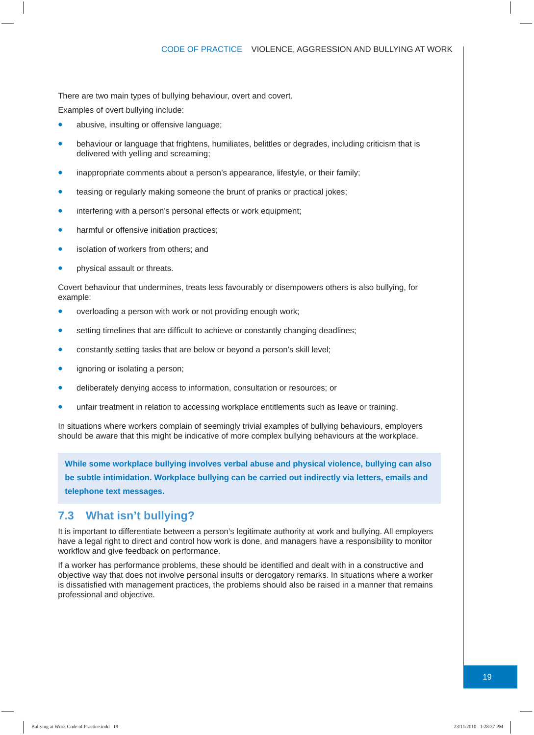There are two main types of bullying behaviour, overt and covert.

Examples of overt bullying include:

- abusive, insulting or offensive language;
- behaviour or language that frightens, humiliates, belittles or degrades, including criticism that is delivered with yelling and screaming;
- inappropriate comments about a person's appearance, lifestyle, or their family;
- teasing or regularly making someone the brunt of pranks or practical jokes;
- interfering with a person's personal effects or work equipment;
- harmful or offensive initiation practices;
- isolation of workers from others; and
- physical assault or threats.

Covert behaviour that undermines, treats less favourably or disempowers others is also bullying, for example:

- overloading a person with work or not providing enough work;
- setting timelines that are difficult to achieve or constantly changing deadlines;
- constantly setting tasks that are below or beyond a person's skill level;
- ignoring or isolating a person;
- deliberately denying access to information, consultation or resources; or
- unfair treatment in relation to accessing workplace entitlements such as leave or training.

In situations where workers complain of seemingly trivial examples of bullying behaviours, employers should be aware that this might be indicative of more complex bullying behaviours at the workplace.

**While some workplace bullying involves verbal abuse and physical violence, bullying can also be subtle intimidation. Workplace bullying can be carried out indirectly via letters, emails and telephone text messages.**

## 7.3 What isn't bullying?

It is important to differentiate between a person's legitimate authority at work and bullying. All employers have a legal right to direct and control how work is done, and managers have a responsibility to monitor workflow and give feedback on performance.

If a worker has performance problems, these should be identified and dealt with in a constructive and objective way that does not involve personal insults or derogatory remarks. In situations where a worker is dissatisfied with management practices, the problems should also be raised in a manner that remains professional and objective.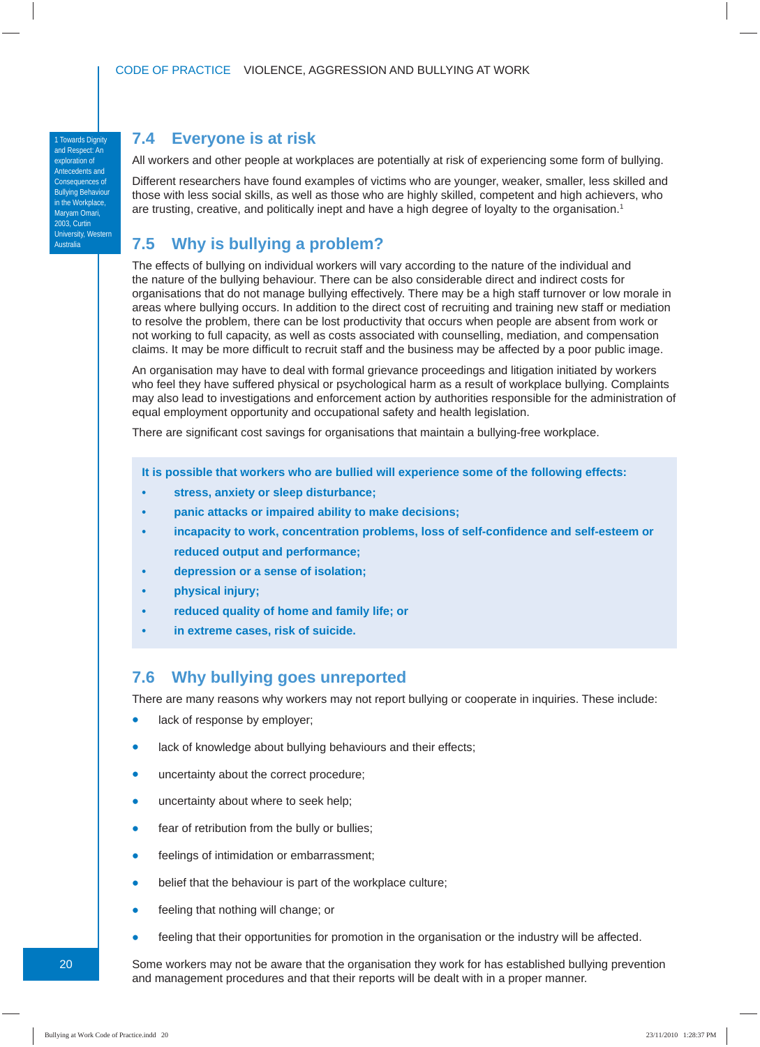## 7.4 Everyone is at risk

All workers and other people at workplaces are potentially at risk of experiencing some form of bullying.

Different researchers have found examples of victims who are younger, weaker, smaller, less skilled and those with less social skills, as well as those who are highly skilled, competent and high achievers, who are trusting, creative, and politically inept and have a high degree of loyalty to the organisation.[1]

## 7.5 Why is bullying a problem?

The effects of bullying on individual workers will vary according to the nature of the individual and the nature of the bullying behaviour. There can be also considerable direct and indirect costs for organisations that do not manage bullying effectively. There may be a high staff turnover or low morale in areas where bullying occurs. In addition to the direct cost of recruiting and training new staff or mediation to resolve the problem, there can be lost productivity that occurs when people are absent from work or not working to full capacity, as well as costs associated with counselling, mediation, and compensation claims. It may be more difficult to recruit staff and the business may be affected by a poor public image.

An organisation may have to deal with formal grievance proceedings and litigation initiated by workers who feel they have suffered physical or psychological harm as a result of workplace bullying. Complaints may also lead to investigations and enforcement action by authorities responsible for the administration of equal employment opportunity and occupational safety and health legislation.

There are significant cost savings for organisations that maintain a bullying-free workplace.

**It is possible that workers who are bullied will experience some of the following effects:**

- **stress, anxiety or sleep disturbance;**
- **panic attacks or impaired ability to make decisions;**
- **incapacity to work, concentration problems, loss of self-confidence and self-esteem or reduced output and performance;**
- **depression or a sense of isolation;**
- **physical injury;**
- **reduced quality of home and family life; or**
- **in extreme cases, risk of suicide.**

## 7.6 Why bullying goes unreported

There are many reasons why workers may not report bullying or cooperate in inquiries. These include:

- lack of response by employer;
- lack of knowledge about bullying behaviours and their effects;
- uncertainty about the correct procedure;
- uncertainty about where to seek help;
- fear of retribution from the bully or bullies;
- feelings of intimidation or embarrassment;
- belief that the behaviour is part of the workplace culture;
- feeling that nothing will change; or
- feeling that their opportunities for promotion in the organisation or the industry will be affected.

Some workers may not be aware that the organisation they work for has established bullying prevention and management procedures and that their reports will be dealt with in a proper manner.

1 Towards Dignity and Respect: An exploration of Antecedents and Consequences of Bullying Behaviour in the Workplace, Maryam Omari, 2003, Curtin University, Western Australia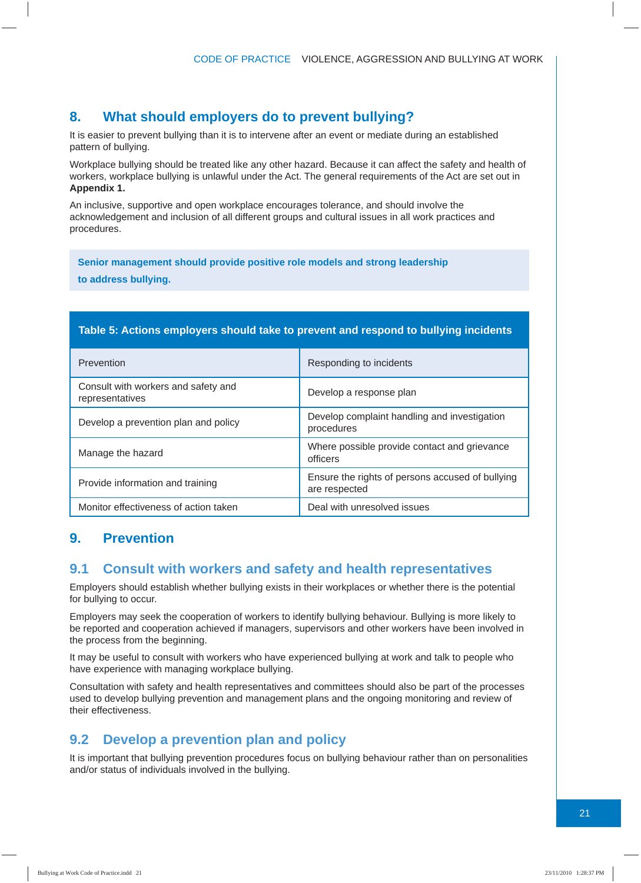## 8. What should employers do to prevent bullying?

It is easier to prevent bullying than it is to intervene after an event or mediate during an established pattern of bullying.

Workplace bullying should be treated like any other hazard. Because it can affect the safety and health of workers, workplace bullying is unlawful under the Act. The general requirements of the Act are set out in **Appendix 1.**

An inclusive, supportive and open workplace encourages tolerance, and should involve the acknowledgement and inclusion of all different groups and cultural issues in all work practices and procedures.

**Senior management should provide positive role models and strong leadership to address bullying.**

**Table 5: Actions employers should take to prevent and respond to bullying incidents**

| Prevention | Responding to incidents |
|---|---|
| Consult with workers and safety and representatives | Develop a response plan |
| Develop a prevention plan and policy | Develop complaint handling and investigation procedures |
| Manage the hazard | Where possible provide contact and grievance officers |
| Provide information and training | Ensure the rights of persons accused of bullying are respected |
| Monitor effectiveness of action taken | Deal with unresolved issues |

## 9. Prevention

### 9.1 Consult with workers and safety and health representatives

Employers should establish whether bullying exists in their workplaces or whether there is the potential for bullying to occur.

Employers may seek the cooperation of workers to identify bullying behaviour. Bullying is more likely to be reported and cooperation achieved if managers, supervisors and other workers have been involved in the process from the beginning.

It may be useful to consult with workers who have experienced bullying at work and talk to people who have experience with managing workplace bullying.

Consultation with safety and health representatives and committees should also be part of the processes used to develop bullying prevention and management plans and the ongoing monitoring and review of their effectiveness.

### 9.2 Develop a prevention plan and policy

It is important that bullying prevention procedures focus on bullying behaviour rather than on personalities and/or status of individuals involved in the bullying.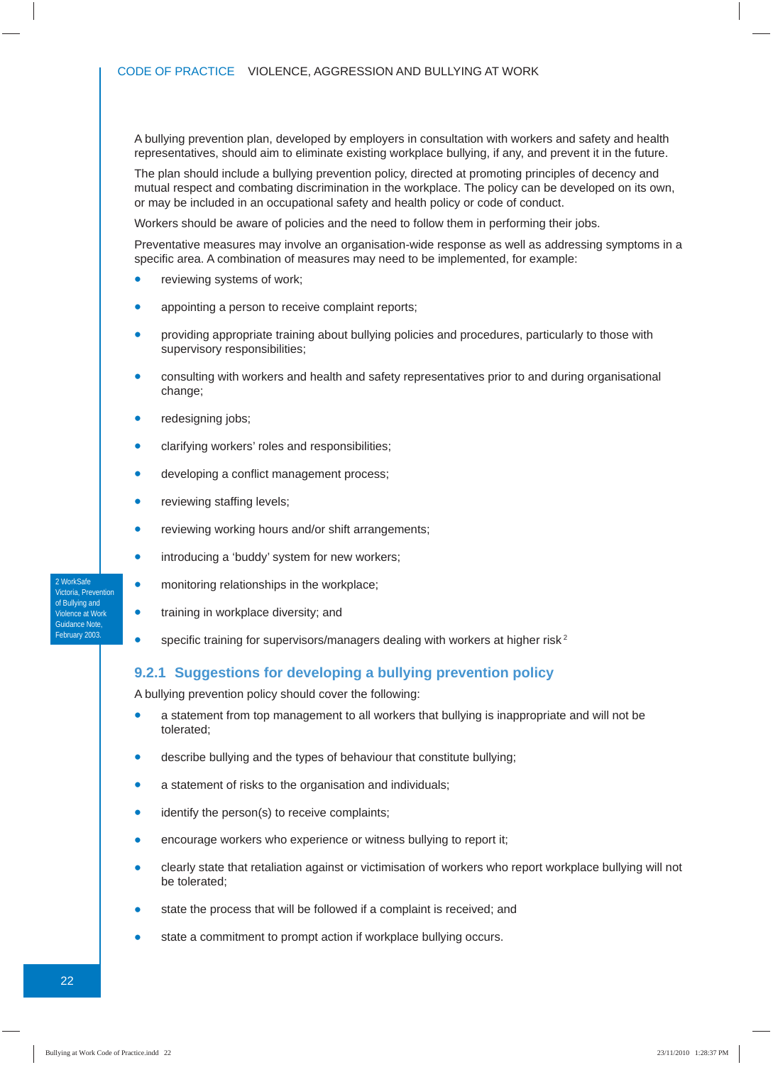A bullying prevention plan, developed by employers in consultation with workers and safety and health representatives, should aim to eliminate existing workplace bullying, if any, and prevent it in the future.

The plan should include a bullying prevention policy, directed at promoting principles of decency and mutual respect and combating discrimination in the workplace. The policy can be developed on its own, or may be included in an occupational safety and health policy or code of conduct.

Workers should be aware of policies and the need to follow them in performing their jobs.

Preventative measures may involve an organisation-wide response as well as addressing symptoms in a specific area. A combination of measures may need to be implemented, for example:

- reviewing systems of work;
- appointing a person to receive complaint reports;
- providing appropriate training about bullying policies and procedures, particularly to those with supervisory responsibilities;
- consulting with workers and health and safety representatives prior to and during organisational change;
- redesigning jobs;
- clarifying workers' roles and responsibilities;
- developing a conflict management process;
- reviewing staffing levels;
- reviewing working hours and/or shift arrangements;
- introducing a 'buddy' system for new workers;
- monitoring relationships in the workplace;
- training in workplace diversity; and
- specific training for supervisors/managers dealing with workers at higher risk[2]

### 9.2.1 Suggestions for developing a bullying prevention policy

A bullying prevention policy should cover the following:

- a statement from top management to all workers that bullying is inappropriate and will not be tolerated;
- describe bullying and the types of behaviour that constitute bullying;
- a statement of risks to the organisation and individuals;
- identify the person(s) to receive complaints;
- encourage workers who experience or witness bullying to report it;
- clearly state that retaliation against or victimisation of workers who report workplace bullying will not be tolerated;
- state the process that will be followed if a complaint is received; and
- state a commitment to prompt action if workplace bullying occurs.

2 WorkSafe Victoria, Prevention of Bullying and Violence at Work Guidance Note, February 2003.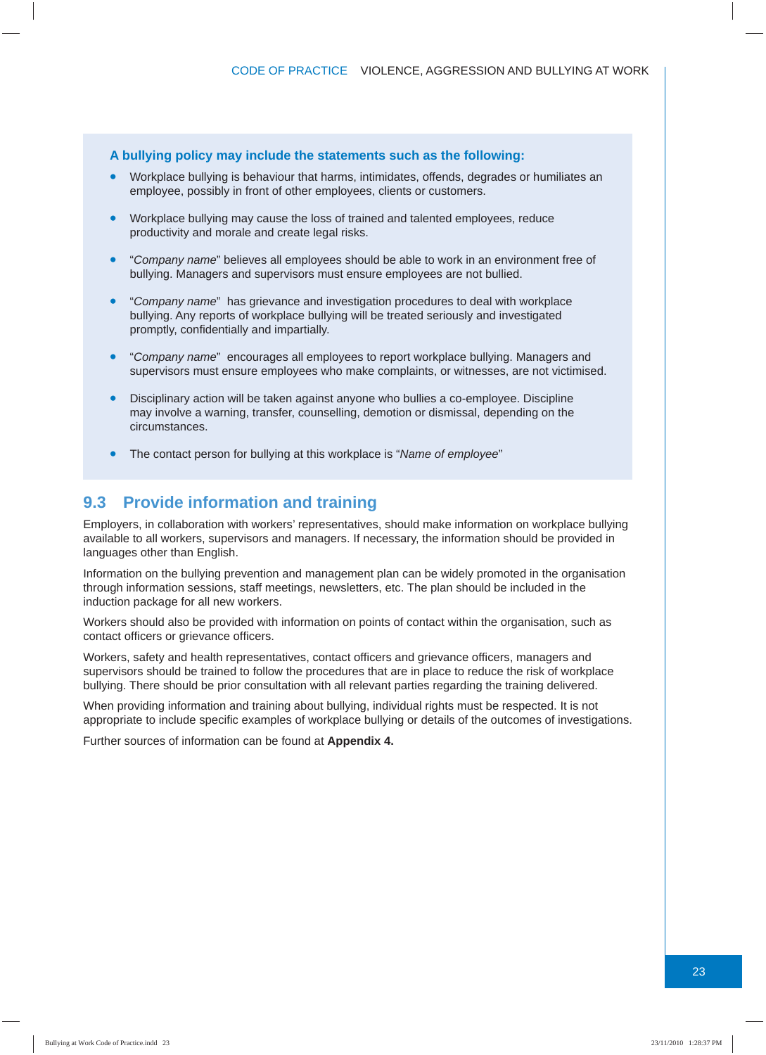**A bullying policy may include the statements such as the following:**

- Workplace bullying is behaviour that harms, intimidates, offends, degrades or humiliates an employee, possibly in front of other employees, clients or customers.
- Workplace bullying may cause the loss of trained and talented employees, reduce productivity and morale and create legal risks.
- "*Company name*" believes all employees should be able to work in an environment free of bullying. Managers and supervisors must ensure employees are not bullied.
- "*Company name*" has grievance and investigation procedures to deal with workplace bullying. Any reports of workplace bullying will be treated seriously and investigated promptly, confidentially and impartially.
- "*Company name*" encourages all employees to report workplace bullying. Managers and supervisors must ensure employees who make complaints, or witnesses, are not victimised.
- Disciplinary action will be taken against anyone who bullies a co-employee. Discipline may involve a warning, transfer, counselling, demotion or dismissal, depending on the circumstances.
- The contact person for bullying at this workplace is "*Name of employee*"

## 9.3 Provide information and training

Employers, in collaboration with workers' representatives, should make information on workplace bullying available to all workers, supervisors and managers. If necessary, the information should be provided in languages other than English.

Information on the bullying prevention and management plan can be widely promoted in the organisation through information sessions, staff meetings, newsletters, etc. The plan should be included in the induction package for all new workers.

Workers should also be provided with information on points of contact within the organisation, such as contact officers or grievance officers.

Workers, safety and health representatives, contact officers and grievance officers, managers and supervisors should be trained to follow the procedures that are in place to reduce the risk of workplace bullying. There should be prior consultation with all relevant parties regarding the training delivered.

When providing information and training about bullying, individual rights must be respected. It is not appropriate to include specific examples of workplace bullying or details of the outcomes of investigations.

Further sources of information can be found at **Appendix 4.**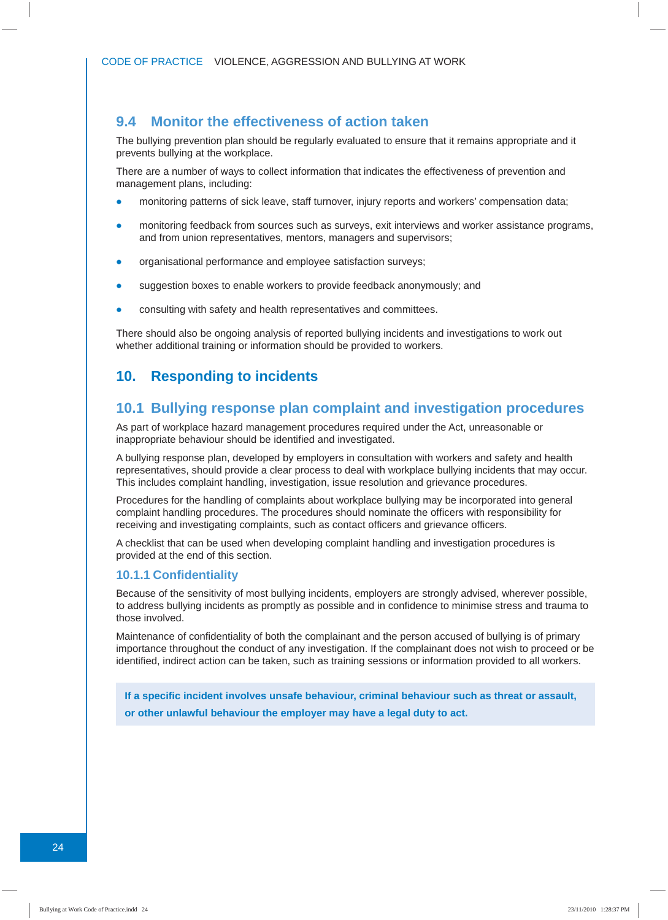## 9.4 Monitor the effectiveness of action taken

The bullying prevention plan should be regularly evaluated to ensure that it remains appropriate and it prevents bullying at the workplace.

There are a number of ways to collect information that indicates the effectiveness of prevention and management plans, including:

- monitoring patterns of sick leave, staff turnover, injury reports and workers' compensation data;
- monitoring feedback from sources such as surveys, exit interviews and worker assistance programs, and from union representatives, mentors, managers and supervisors;
- organisational performance and employee satisfaction surveys;
- suggestion boxes to enable workers to provide feedback anonymously; and
- consulting with safety and health representatives and committees.

There should also be ongoing analysis of reported bullying incidents and investigations to work out whether additional training or information should be provided to workers.

# 10. Responding to incidents

## 10.1 Bullying response plan complaint and investigation procedures

As part of workplace hazard management procedures required under the Act, unreasonable or inappropriate behaviour should be identified and investigated.

A bullying response plan, developed by employers in consultation with workers and safety and health representatives, should provide a clear process to deal with workplace bullying incidents that may occur. This includes complaint handling, investigation, issue resolution and grievance procedures.

Procedures for the handling of complaints about workplace bullying may be incorporated into general complaint handling procedures. The procedures should nominate the officers with responsibility for receiving and investigating complaints, such as contact officers and grievance officers.

A checklist that can be used when developing complaint handling and investigation procedures is provided at the end of this section.

### 10.1.1 Confidentiality

Because of the sensitivity of most bullying incidents, employers are strongly advised, wherever possible, to address bullying incidents as promptly as possible and in confidence to minimise stress and trauma to those involved.

Maintenance of confidentiality of both the complainant and the person accused of bullying is of primary importance throughout the conduct of any investigation. If the complainant does not wish to proceed or be identified, indirect action can be taken, such as training sessions or information provided to all workers.

**If a specific incident involves unsafe behaviour, criminal behaviour such as threat or assault, or other unlawful behaviour the employer may have a legal duty to act.**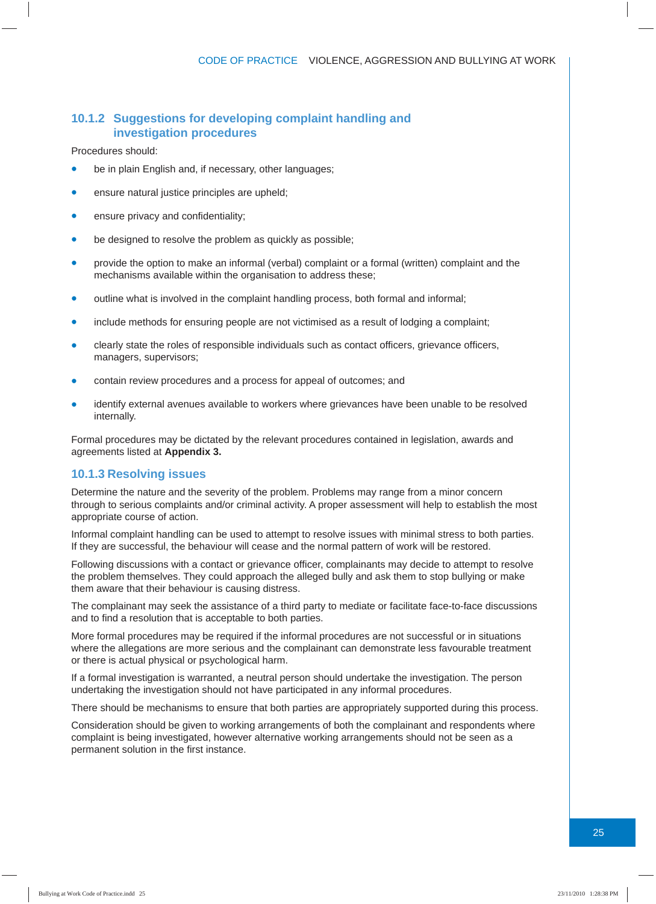### 10.1.2 Suggestions for developing complaint handling and investigation procedures

Procedures should:

- be in plain English and, if necessary, other languages;
- ensure natural justice principles are upheld;
- ensure privacy and confidentiality;
- be designed to resolve the problem as quickly as possible;
- provide the option to make an informal (verbal) complaint or a formal (written) complaint and the mechanisms available within the organisation to address these;
- outline what is involved in the complaint handling process, both formal and informal;
- include methods for ensuring people are not victimised as a result of lodging a complaint;
- clearly state the roles of responsible individuals such as contact officers, grievance officers, managers, supervisors;
- contain review procedures and a process for appeal of outcomes; and
- identify external avenues available to workers where grievances have been unable to be resolved internally.

Formal procedures may be dictated by the relevant procedures contained in legislation, awards and agreements listed at **Appendix 3.**

### 10.1.3 Resolving issues

Determine the nature and the severity of the problem. Problems may range from a minor concern through to serious complaints and/or criminal activity. A proper assessment will help to establish the most appropriate course of action.

Informal complaint handling can be used to attempt to resolve issues with minimal stress to both parties. If they are successful, the behaviour will cease and the normal pattern of work will be restored.

Following discussions with a contact or grievance officer, complainants may decide to attempt to resolve the problem themselves. They could approach the alleged bully and ask them to stop bullying or make them aware that their behaviour is causing distress.

The complainant may seek the assistance of a third party to mediate or facilitate face-to-face discussions and to find a resolution that is acceptable to both parties.

More formal procedures may be required if the informal procedures are not successful or in situations where the allegations are more serious and the complainant can demonstrate less favourable treatment or there is actual physical or psychological harm.

If a formal investigation is warranted, a neutral person should undertake the investigation. The person undertaking the investigation should not have participated in any informal procedures.

There should be mechanisms to ensure that both parties are appropriately supported during this process.

Consideration should be given to working arrangements of both the complainant and respondents where complaint is being investigated, however alternative working arrangements should not be seen as a permanent solution in the first instance.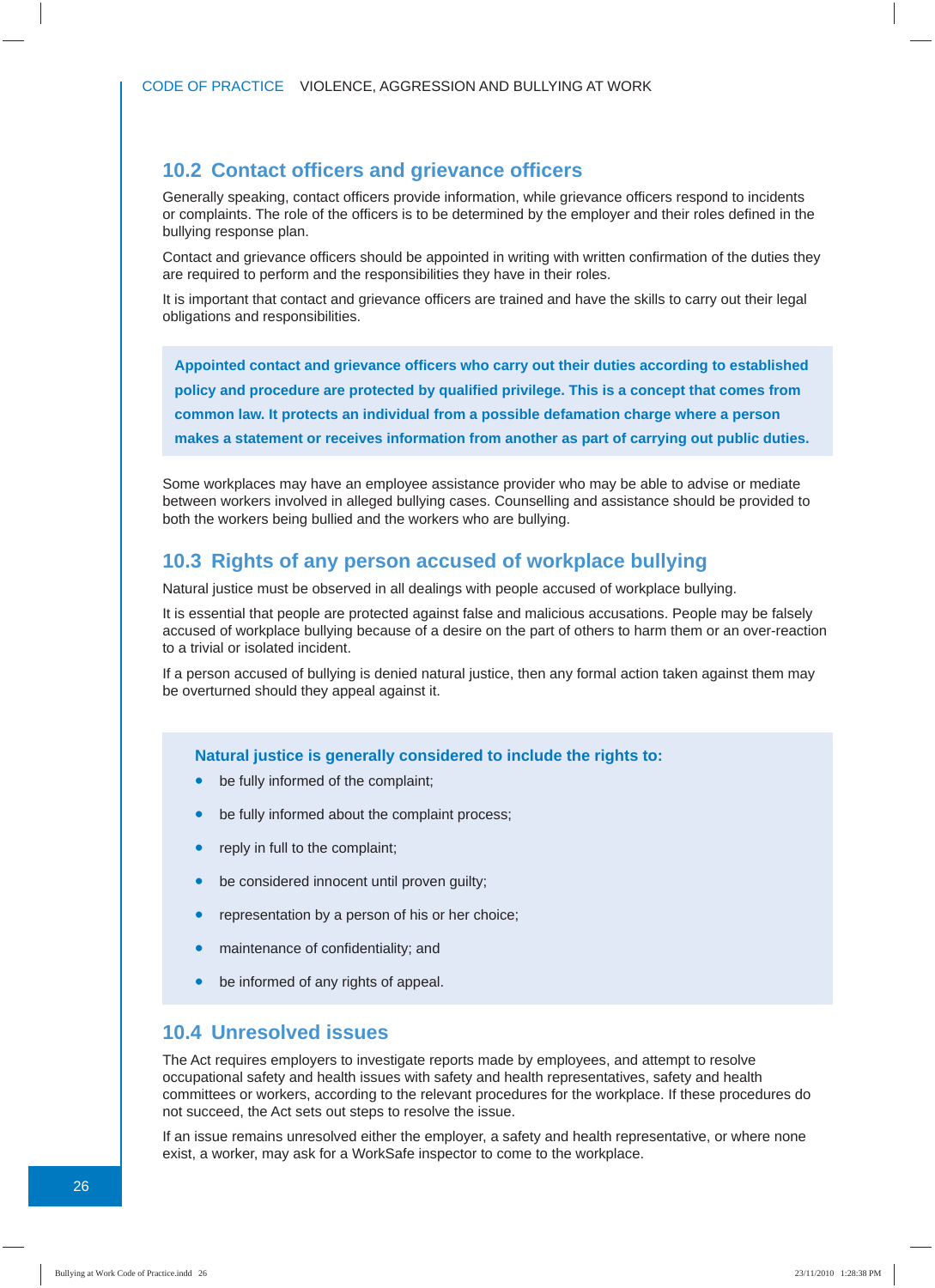## 10.2 Contact officers and grievance officers

Generally speaking, contact officers provide information, while grievance officers respond to incidents or complaints. The role of the officers is to be determined by the employer and their roles defined in the bullying response plan.

Contact and grievance officers should be appointed in writing with written confirmation of the duties they are required to perform and the responsibilities they have in their roles.

It is important that contact and grievance officers are trained and have the skills to carry out their legal obligations and responsibilities.

**Appointed contact and grievance officers who carry out their duties according to established policy and procedure are protected by qualified privilege. This is a concept that comes from common law. It protects an individual from a possible defamation charge where a person makes a statement or receives information from another as part of carrying out public duties.**

Some workplaces may have an employee assistance provider who may be able to advise or mediate between workers involved in alleged bullying cases. Counselling and assistance should be provided to both the workers being bullied and the workers who are bullying.

## 10.3 Rights of any person accused of workplace bullying

Natural justice must be observed in all dealings with people accused of workplace bullying.

It is essential that people are protected against false and malicious accusations. People may be falsely accused of workplace bullying because of a desire on the part of others to harm them or an over-reaction to a trivial or isolated incident.

If a person accused of bullying is denied natural justice, then any formal action taken against them may be overturned should they appeal against it.

**Natural justice is generally considered to include the rights to:**

- be fully informed of the complaint;
- be fully informed about the complaint process;
- reply in full to the complaint;
- be considered innocent until proven guilty;
- representation by a person of his or her choice;
- maintenance of confidentiality; and
- be informed of any rights of appeal.

## 10.4 Unresolved issues

The Act requires employers to investigate reports made by employees, and attempt to resolve occupational safety and health issues with safety and health representatives, safety and health committees or workers, according to the relevant procedures for the workplace. If these procedures do not succeed, the Act sets out steps to resolve the issue.

If an issue remains unresolved either the employer, a safety and health representative, or where none exist, a worker, may ask for a WorkSafe inspector to come to the workplace.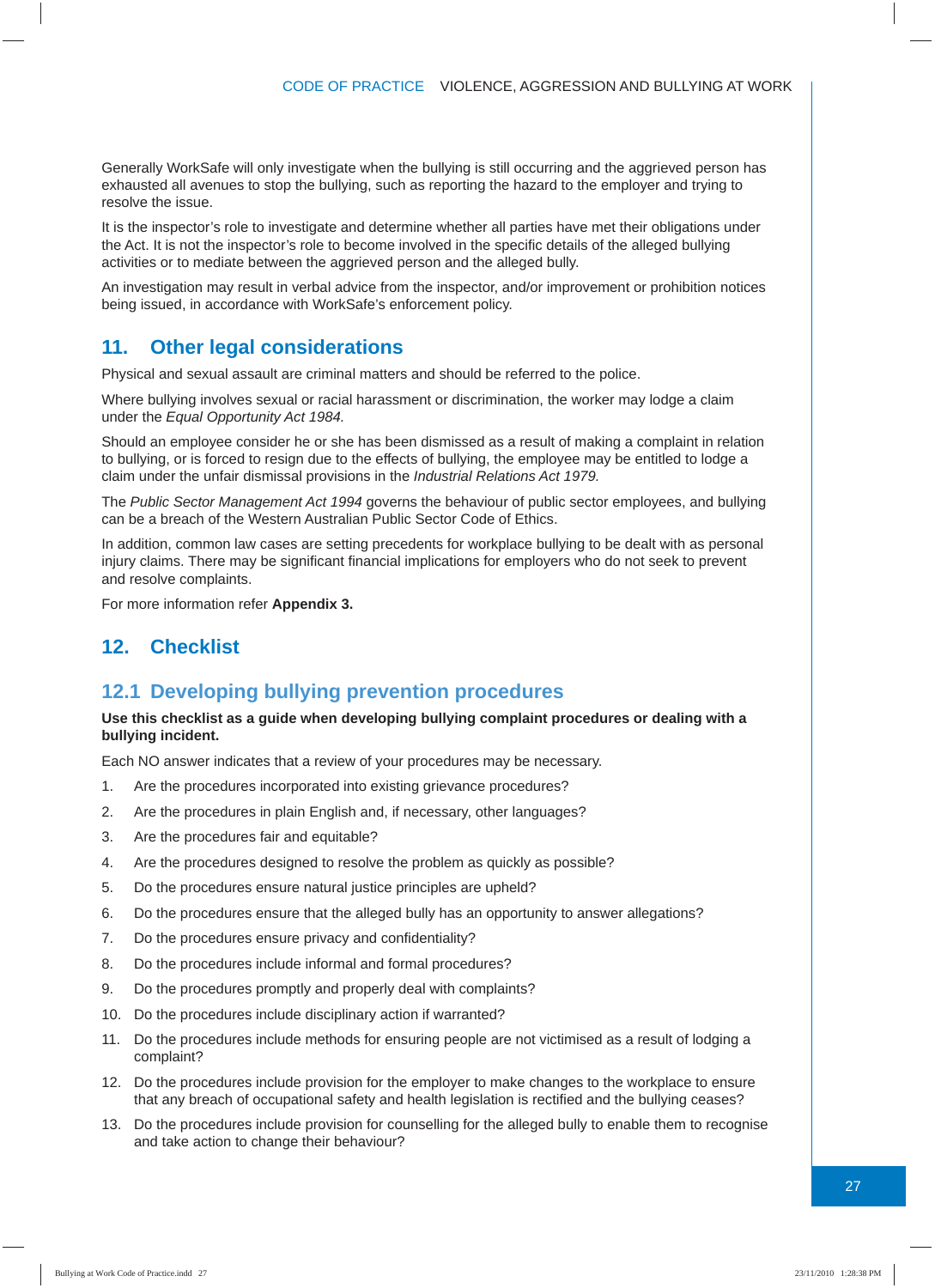Generally WorkSafe will only investigate when the bullying is still occurring and the aggrieved person has exhausted all avenues to stop the bullying, such as reporting the hazard to the employer and trying to resolve the issue.

It is the inspector's role to investigate and determine whether all parties have met their obligations under the Act. It is not the inspector's role to become involved in the specific details of the alleged bullying activities or to mediate between the aggrieved person and the alleged bully.

An investigation may result in verbal advice from the inspector, and/or improvement or prohibition notices being issued, in accordance with WorkSafe's enforcement policy.

## 11. Other legal considerations

Physical and sexual assault are criminal matters and should be referred to the police.

Where bullying involves sexual or racial harassment or discrimination, the worker may lodge a claim under the *Equal Opportunity Act 1984.*

Should an employee consider he or she has been dismissed as a result of making a complaint in relation to bullying, or is forced to resign due to the effects of bullying, the employee may be entitled to lodge a claim under the unfair dismissal provisions in the *Industrial Relations Act 1979.*

The *Public Sector Management Act 1994* governs the behaviour of public sector employees, and bullying can be a breach of the Western Australian Public Sector Code of Ethics.

In addition, common law cases are setting precedents for workplace bullying to be dealt with as personal injury claims. There may be significant financial implications for employers who do not seek to prevent and resolve complaints.

For more information refer **Appendix 3.**

## 12. Checklist

### 12.1 Developing bullying prevention procedures

**Use this checklist as a guide when developing bullying complaint procedures or dealing with a bullying incident.**

Each NO answer indicates that a review of your procedures may be necessary.

1. Are the procedures incorporated into existing grievance procedures?
2. Are the procedures in plain English and, if necessary, other languages?
3. Are the procedures fair and equitable?
4. Are the procedures designed to resolve the problem as quickly as possible?
5. Do the procedures ensure natural justice principles are upheld?
6. Do the procedures ensure that the alleged bully has an opportunity to answer allegations?
7. Do the procedures ensure privacy and confidentiality?
8. Do the procedures include informal and formal procedures?
9. Do the procedures promptly and properly deal with complaints?
10. Do the procedures include disciplinary action if warranted?
11. Do the procedures include methods for ensuring people are not victimised as a result of lodging a complaint?
12. Do the procedures include provision for the employer to make changes to the workplace to ensure that any breach of occupational safety and health legislation is rectified and the bullying ceases?
13. Do the procedures include provision for counselling for the alleged bully to enable them to recognise and take action to change their behaviour?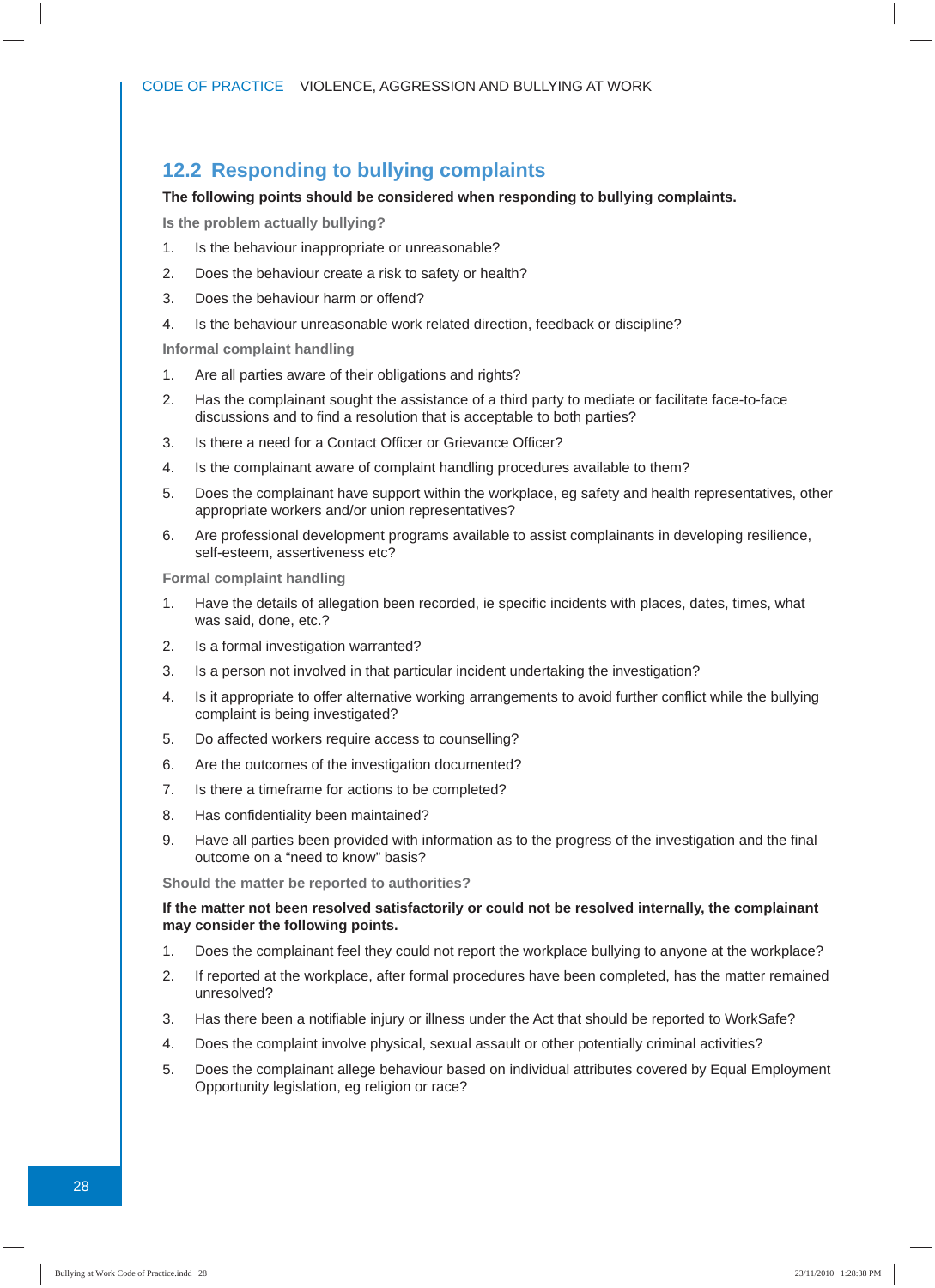## 12.2 Responding to bullying complaints

**The following points should be considered when responding to bullying complaints.**

### Is the problem actually bullying?

1. Is the behaviour inappropriate or unreasonable?
2. Does the behaviour create a risk to safety or health?
3. Does the behaviour harm or offend?
4. Is the behaviour unreasonable work related direction, feedback or discipline?

### Informal complaint handling

1. Are all parties aware of their obligations and rights?
2. Has the complainant sought the assistance of a third party to mediate or facilitate face-to-face discussions and to find a resolution that is acceptable to both parties?
3. Is there a need for a Contact Officer or Grievance Officer?
4. Is the complainant aware of complaint handling procedures available to them?
5. Does the complainant have support within the workplace, eg safety and health representatives, other appropriate workers and/or union representatives?
6. Are professional development programs available to assist complainants in developing resilience, self-esteem, assertiveness etc?

### Formal complaint handling

1. Have the details of allegation been recorded, ie specific incidents with places, dates, times, what was said, done, etc.?
2. Is a formal investigation warranted?
3. Is a person not involved in that particular incident undertaking the investigation?
4. Is it appropriate to offer alternative working arrangements to avoid further conflict while the bullying complaint is being investigated?
5. Do affected workers require access to counselling?
6. Are the outcomes of the investigation documented?
7. Is there a timeframe for actions to be completed?
8. Has confidentiality been maintained?
9. Have all parties been provided with information as to the progress of the investigation and the final outcome on a "need to know" basis?

### Should the matter be reported to authorities?

**If the matter not been resolved satisfactorily or could not be resolved internally, the complainant may consider the following points.**

1. Does the complainant feel they could not report the workplace bullying to anyone at the workplace?
2. If reported at the workplace, after formal procedures have been completed, has the matter remained unresolved?
3. Has there been a notifiable injury or illness under the Act that should be reported to WorkSafe?
4. Does the complaint involve physical, sexual assault or other potentially criminal activities?
5. Does the complainant allege behaviour based on individual attributes covered by Equal Employment Opportunity legislation, eg religion or race?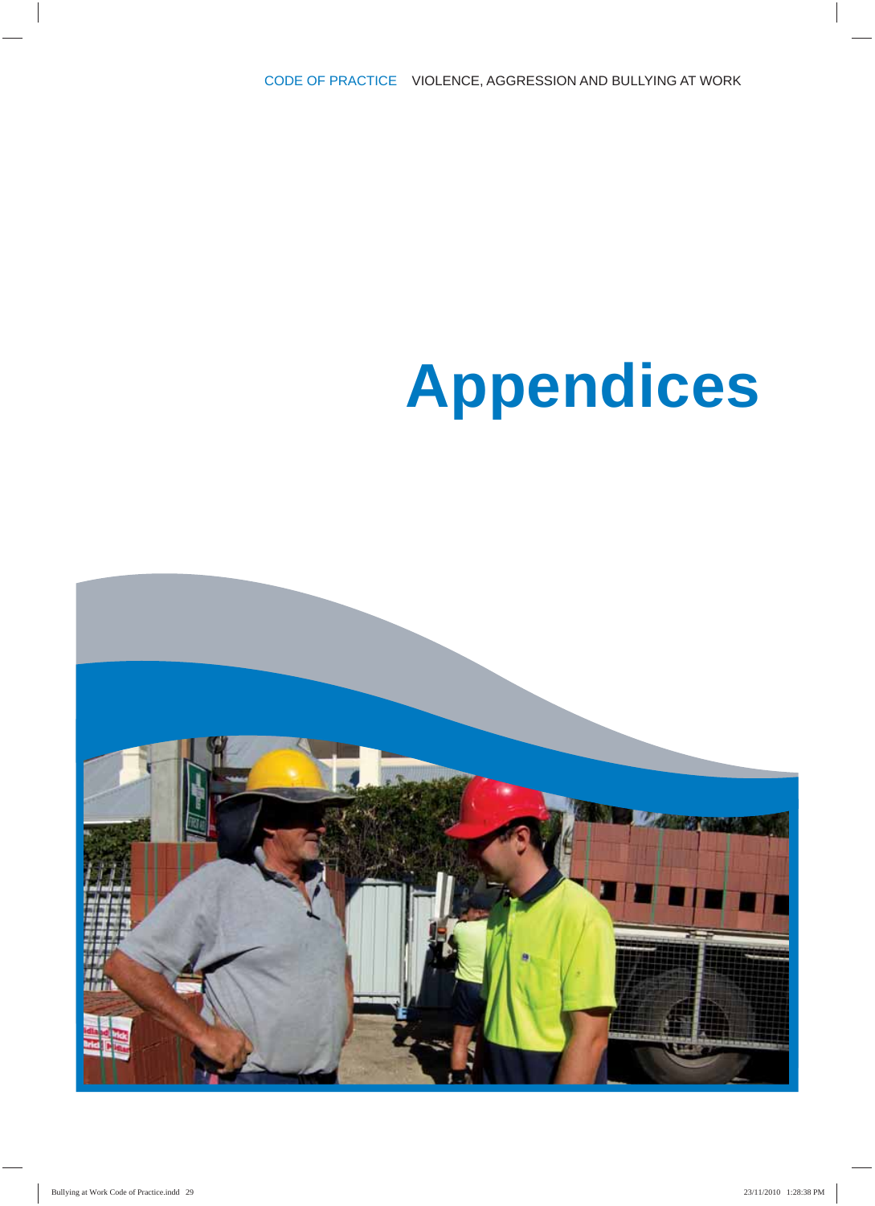# Appendices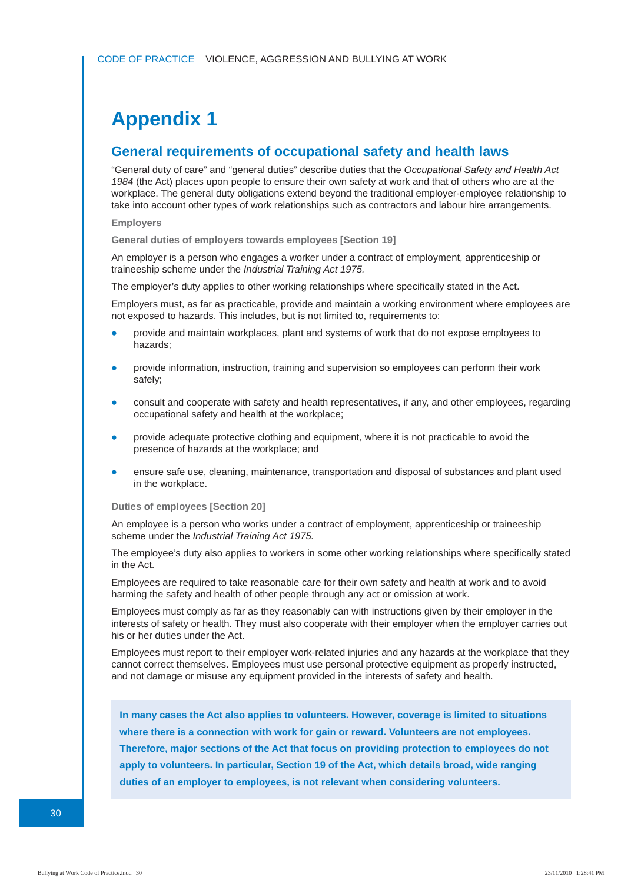# Appendix 1

## General requirements of occupational safety and health laws

"General duty of care" and "general duties" describe duties that the *Occupational Safety and Health Act 1984* (the Act) places upon people to ensure their own safety at work and that of others who are at the workplace. The general duty obligations extend beyond the traditional employer-employee relationship to take into account other types of work relationships such as contractors and labour hire arrangements.

### Employers

#### General duties of employers towards employees [Section 19]

An employer is a person who engages a worker under a contract of employment, apprenticeship or traineeship scheme under the *Industrial Training Act 1975.*

The employer's duty applies to other working relationships where specifically stated in the Act.

Employers must, as far as practicable, provide and maintain a working environment where employees are not exposed to hazards. This includes, but is not limited to, requirements to:

- provide and maintain workplaces, plant and systems of work that do not expose employees to hazards;
- provide information, instruction, training and supervision so employees can perform their work safely;
- consult and cooperate with safety and health representatives, if any, and other employees, regarding occupational safety and health at the workplace;
- provide adequate protective clothing and equipment, where it is not practicable to avoid the presence of hazards at the workplace; and
- ensure safe use, cleaning, maintenance, transportation and disposal of substances and plant used in the workplace.

#### Duties of employees [Section 20]

An employee is a person who works under a contract of employment, apprenticeship or traineeship scheme under the *Industrial Training Act 1975.*

The employee's duty also applies to workers in some other working relationships where specifically stated in the Act.

Employees are required to take reasonable care for their own safety and health at work and to avoid harming the safety and health of other people through any act or omission at work.

Employees must comply as far as they reasonably can with instructions given by their employer in the interests of safety or health. They must also cooperate with their employer when the employer carries out his or her duties under the Act.

Employees must report to their employer work-related injuries and any hazards at the workplace that they cannot correct themselves. Employees must use personal protective equipment as properly instructed, and not damage or misuse any equipment provided in the interests of safety and health.

**In many cases the Act also applies to volunteers. However, coverage is limited to situations where there is a connection with work for gain or reward. Volunteers are not employees. Therefore, major sections of the Act that focus on providing protection to employees do not apply to volunteers. In particular, Section 19 of the Act, which details broad, wide ranging duties of an employer to employees, is not relevant when considering volunteers.**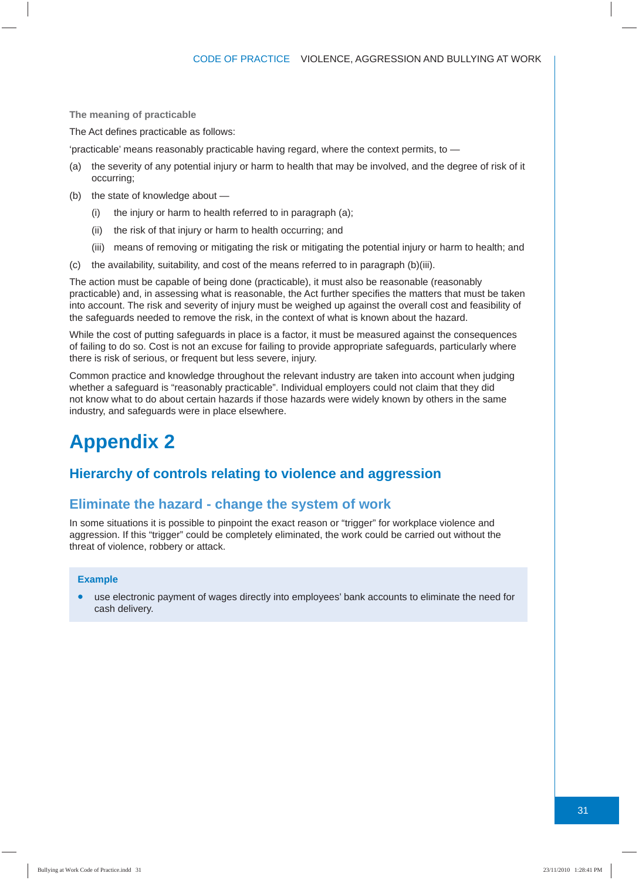### The meaning of practicable

The Act defines practicable as follows:

'practicable' means reasonably practicable having regard, where the context permits, to —

(a) the severity of any potential injury or harm to health that may be involved, and the degree of risk of it occurring;

(b) the state of knowledge about —

  (i) the injury or harm to health referred to in paragraph (a);

  (ii) the risk of that injury or harm to health occurring; and

  (iii) means of removing or mitigating the risk or mitigating the potential injury or harm to health; and

(c) the availability, suitability, and cost of the means referred to in paragraph (b)(iii).

The action must be capable of being done (practicable), it must also be reasonable (reasonably practicable) and, in assessing what is reasonable, the Act further specifies the matters that must be taken into account. The risk and severity of injury must be weighed up against the overall cost and feasibility of the safeguards needed to remove the risk, in the context of what is known about the hazard.

While the cost of putting safeguards in place is a factor, it must be measured against the consequences of failing to do so. Cost is not an excuse for failing to provide appropriate safeguards, particularly where there is risk of serious, or frequent but less severe, injury.

Common practice and knowledge throughout the relevant industry are taken into account when judging whether a safeguard is "reasonably practicable". Individual employers could not claim that they did not know what to do about certain hazards if those hazards were widely known by others in the same industry, and safeguards were in place elsewhere.

# Appendix 2

## Hierarchy of controls relating to violence and aggression

### Eliminate the hazard - change the system of work

In some situations it is possible to pinpoint the exact reason or "trigger" for workplace violence and aggression. If this "trigger" could be completely eliminated, the work could be carried out without the threat of violence, robbery or attack.

**Example**

- use electronic payment of wages directly into employees' bank accounts to eliminate the need for cash delivery.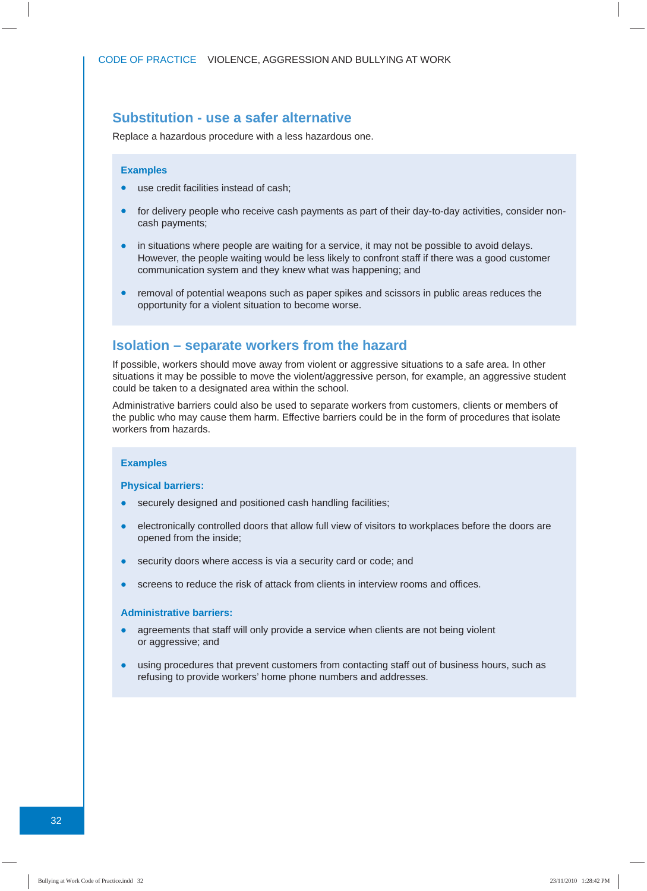## Substitution - use a safer alternative

Replace a hazardous procedure with a less hazardous one.

**Examples**

- use credit facilities instead of cash;
- for delivery people who receive cash payments as part of their day-to-day activities, consider non-cash payments;
- in situations where people are waiting for a service, it may not be possible to avoid delays. However, the people waiting would be less likely to confront staff if there was a good customer communication system and they knew what was happening; and
- removal of potential weapons such as paper spikes and scissors in public areas reduces the opportunity for a violent situation to become worse.

## Isolation – separate workers from the hazard

If possible, workers should move away from violent or aggressive situations to a safe area. In other situations it may be possible to move the violent/aggressive person, for example, an aggressive student could be taken to a designated area within the school.

Administrative barriers could also be used to separate workers from customers, clients or members of the public who may cause them harm. Effective barriers could be in the form of procedures that isolate workers from hazards.

**Examples**

**Physical barriers:**

- securely designed and positioned cash handling facilities;
- electronically controlled doors that allow full view of visitors to workplaces before the doors are opened from the inside;
- security doors where access is via a security card or code; and
- screens to reduce the risk of attack from clients in interview rooms and offices.

**Administrative barriers:**

- agreements that staff will only provide a service when clients are not being violent or aggressive; and
- using procedures that prevent customers from contacting staff out of business hours, such as refusing to provide workers' home phone numbers and addresses.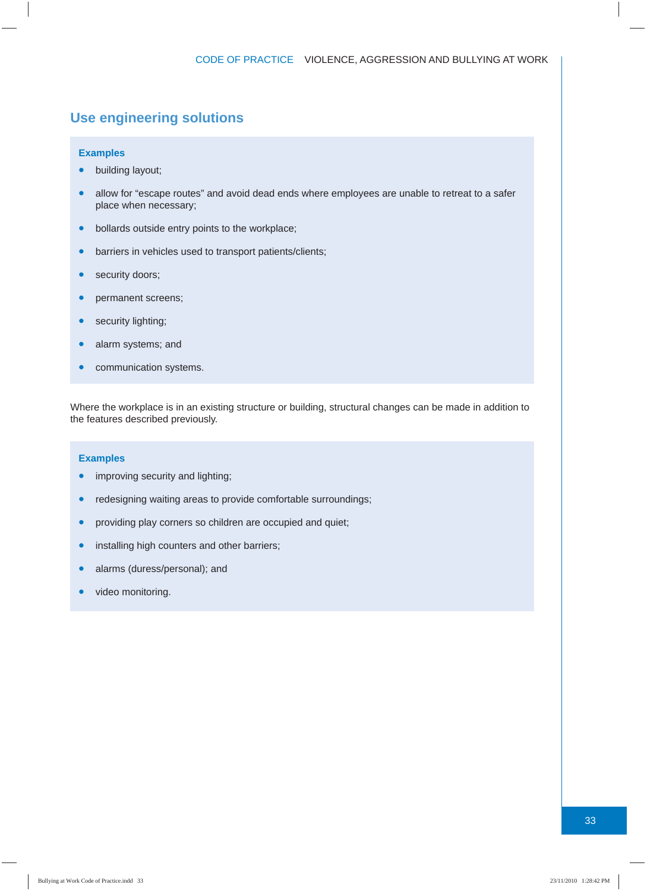## Use engineering solutions

**Examples**

- building layout;
- allow for "escape routes" and avoid dead ends where employees are unable to retreat to a safer place when necessary;
- bollards outside entry points to the workplace;
- barriers in vehicles used to transport patients/clients;
- security doors;
- permanent screens;
- security lighting;
- alarm systems; and
- communication systems.

Where the workplace is in an existing structure or building, structural changes can be made in addition to the features described previously.

**Examples**

- improving security and lighting;
- redesigning waiting areas to provide comfortable surroundings;
- providing play corners so children are occupied and quiet;
- installing high counters and other barriers;
- alarms (duress/personal); and
- video monitoring.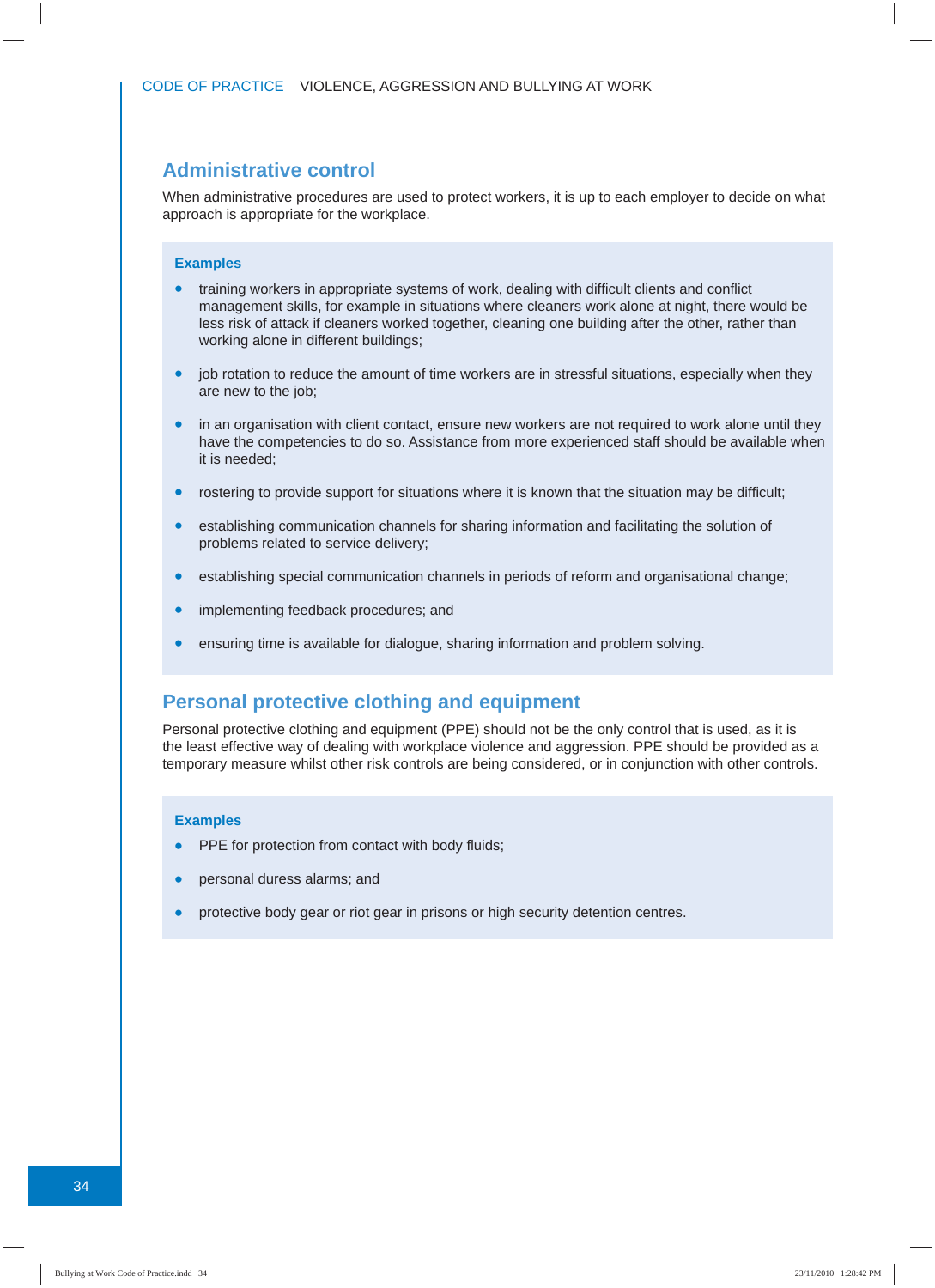## Administrative control

When administrative procedures are used to protect workers, it is up to each employer to decide on what approach is appropriate for the workplace.

**Examples**

- training workers in appropriate systems of work, dealing with difficult clients and conflict management skills, for example in situations where cleaners work alone at night, there would be less risk of attack if cleaners worked together, cleaning one building after the other, rather than working alone in different buildings;
- job rotation to reduce the amount of time workers are in stressful situations, especially when they are new to the job;
- in an organisation with client contact, ensure new workers are not required to work alone until they have the competencies to do so. Assistance from more experienced staff should be available when it is needed;
- rostering to provide support for situations where it is known that the situation may be difficult;
- establishing communication channels for sharing information and facilitating the solution of problems related to service delivery;
- establishing special communication channels in periods of reform and organisational change;
- implementing feedback procedures; and
- ensuring time is available for dialogue, sharing information and problem solving.

## Personal protective clothing and equipment

Personal protective clothing and equipment (PPE) should not be the only control that is used, as it is the least effective way of dealing with workplace violence and aggression. PPE should be provided as a temporary measure whilst other risk controls are being considered, or in conjunction with other controls.

**Examples**

- PPE for protection from contact with body fluids;
- personal duress alarms; and
- protective body gear or riot gear in prisons or high security detention centres.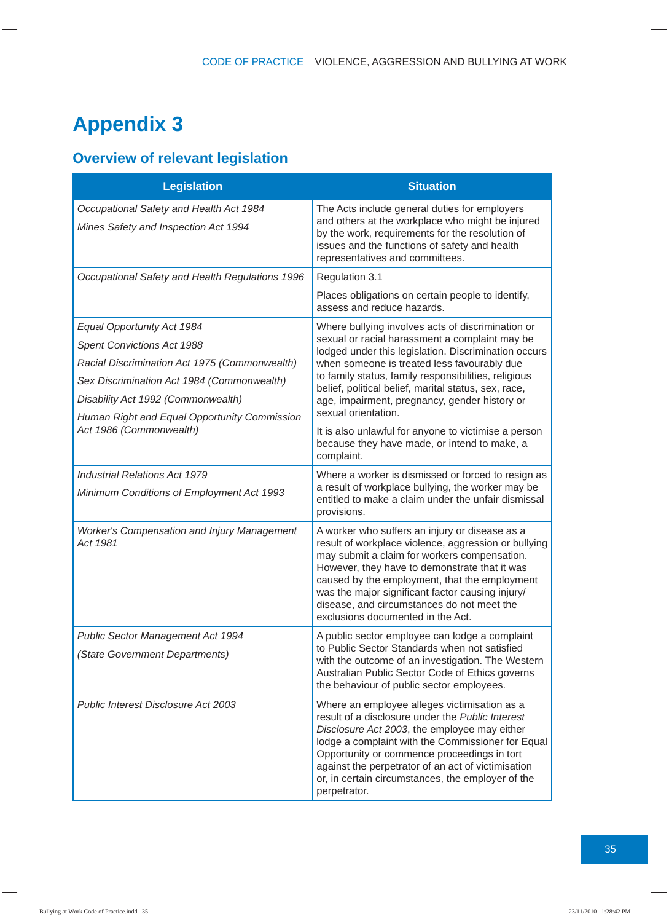# Appendix 3

## Overview of relevant legislation

| Legislation | Situation |
|---|---|
| *Occupational Safety and Health Act 1984*<br>*Mines Safety and Inspection Act 1994* | The Acts include general duties for employers and others at the workplace who might be injured by the work, requirements for the resolution of issues and the functions of safety and health representatives and committees. |
| *Occupational Safety and Health Regulations 1996* | Regulation 3.1<br>Places obligations on certain people to identify, assess and reduce hazards. |
| *Equal Opportunity Act 1984*<br>*Spent Convictions Act 1988*<br>*Racial Discrimination Act 1975 (Commonwealth)*<br>*Sex Discrimination Act 1984 (Commonwealth)*<br>*Disability Act 1992 (Commonwealth)*<br>*Human Right and Equal Opportunity Commission Act 1986 (Commonwealth)* | Where bullying involves acts of discrimination or sexual or racial harassment a complaint may be lodged under this legislation. Discrimination occurs when someone is treated less favourably due to family status, family responsibilities, religious belief, political belief, marital status, sex, race, age, impairment, pregnancy, gender history or sexual orientation.<br>It is also unlawful for anyone to victimise a person because they have made, or intend to make, a complaint. |
| *Industrial Relations Act 1979*<br>*Minimum Conditions of Employment Act 1993* | Where a worker is dismissed or forced to resign as a result of workplace bullying, the worker may be entitled to make a claim under the unfair dismissal provisions. |
| *Worker's Compensation and Injury Management Act 1981* | A worker who suffers an injury or disease as a result of workplace violence, aggression or bullying may submit a claim for workers compensation. However, they have to demonstrate that it was caused by the employment, that the employment was the major significant factor causing injury/disease, and circumstances do not meet the exclusions documented in the Act. |
| *Public Sector Management Act 1994*<br>*(State Government Departments)* | A public sector employee can lodge a complaint to Public Sector Standards when not satisfied with the outcome of an investigation. The Western Australian Public Sector Code of Ethics governs the behaviour of public sector employees. |
| *Public Interest Disclosure Act 2003* | Where an employee alleges victimisation as a result of a disclosure under the *Public Interest Disclosure Act 2003*, the employee may either lodge a complaint with the Commissioner for Equal Opportunity or commence proceedings in tort against the perpetrator of an act of victimisation or, in certain circumstances, the employer of the perpetrator. |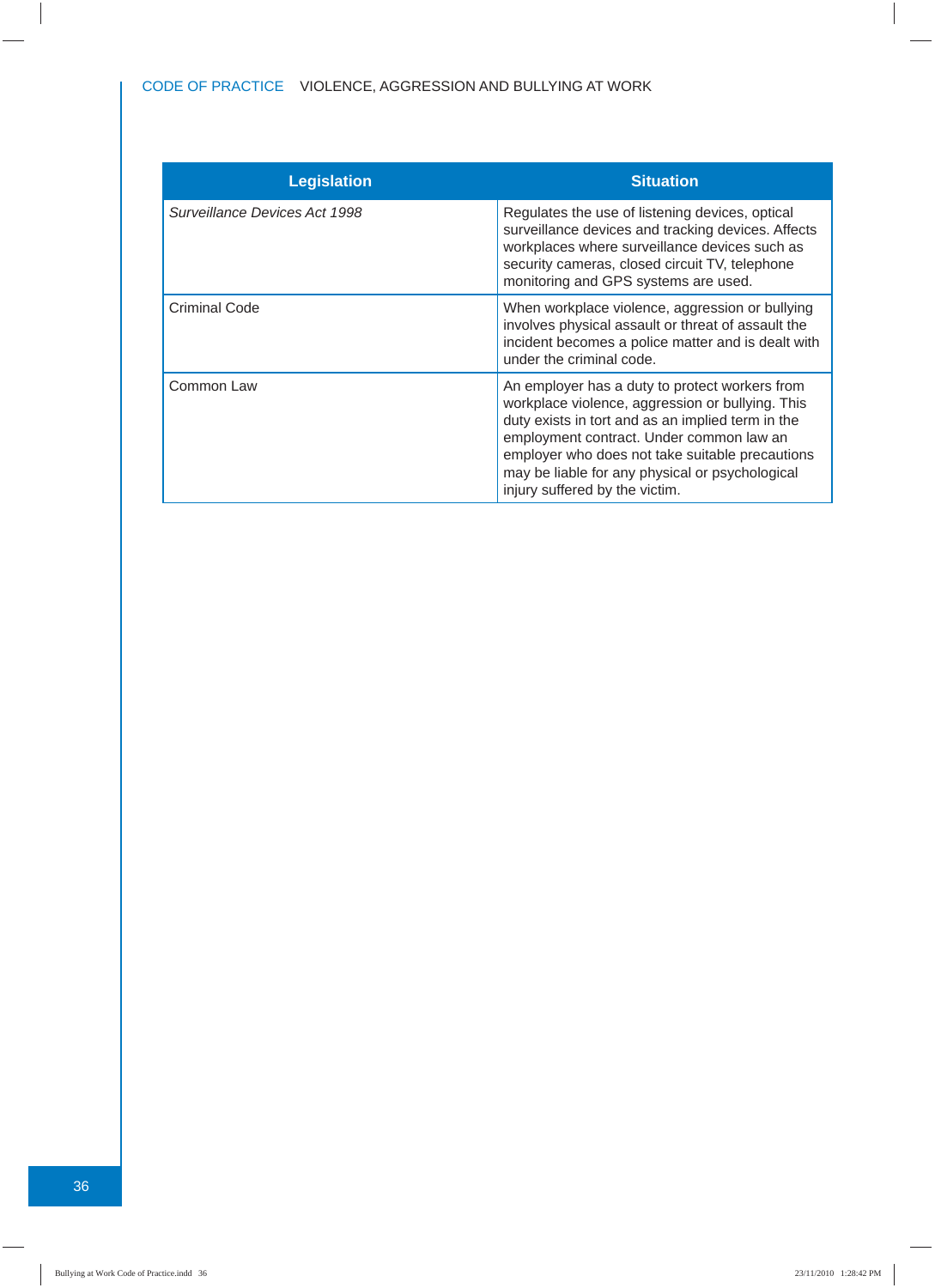| Legislation | Situation |
|---|---|
| *Surveillance Devices Act 1998* | Regulates the use of listening devices, optical surveillance devices and tracking devices. Affects workplaces where surveillance devices such as security cameras, closed circuit TV, telephone monitoring and GPS systems are used. |
| Criminal Code | When workplace violence, aggression or bullying involves physical assault or threat of assault the incident becomes a police matter and is dealt with under the criminal code. |
| Common Law | An employer has a duty to protect workers from workplace violence, aggression or bullying. This duty exists in tort and as an implied term in the employment contract. Under common law an employer who does not take suitable precautions may be liable for any physical or psychological injury suffered by the victim. |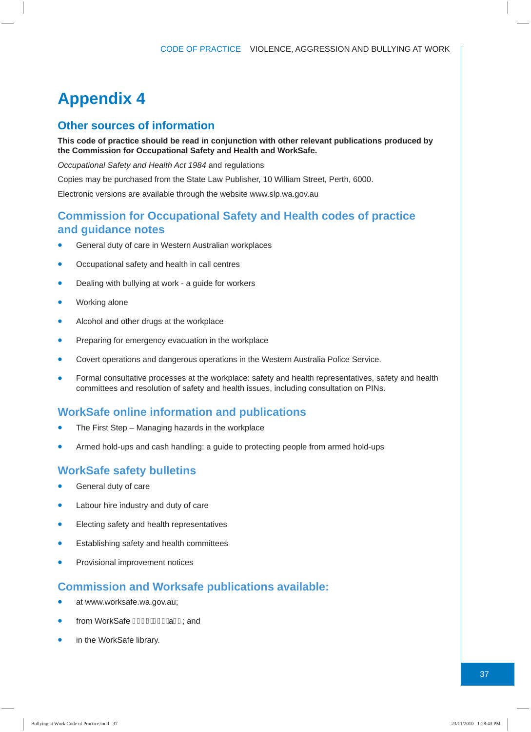# Appendix 4

## Other sources of information

**This code of practice should be read in conjunction with other relevant publications produced by the Commission for Occupational Safety and Health and WorkSafe.**

*Occupational Safety and Health Act 1984* and regulations

Copies may be purchased from the State Law Publisher, 10 William Street, Perth, 6000.

Electronic versions are available through the website www.slp.wa.gov.au

## Commission for Occupational Safety and Health codes of practice and guidance notes

- General duty of care in Western Australian workplaces
- Occupational safety and health in call centres
- Dealing with bullying at work - a guide for workers
- Working alone
- Alcohol and other drugs at the workplace
- Preparing for emergency evacuation in the workplace
- Covert operations and dangerous operations in the Western Australia Police Service.
- Formal consultative processes at the workplace: safety and health representatives, safety and health committees and resolution of safety and health issues, including consultation on PINs.

## WorkSafe online information and publications

- The First Step – Managing hazards in the workplace
- Armed hold-ups and cash handling: a guide to protecting people from armed hold-ups

## WorkSafe safety bulletins

- General duty of care
- Labour hire industry and duty of care
- Electing safety and health representatives
- Establishing safety and health committees
- Provisional improvement notices

## Commission and Worksafe publications available:

- at www.worksafe.wa.gov.au;
- from WorkSafe ▯▯▯▯▯▯▯▯a▯▯; and
- in the WorkSafe library.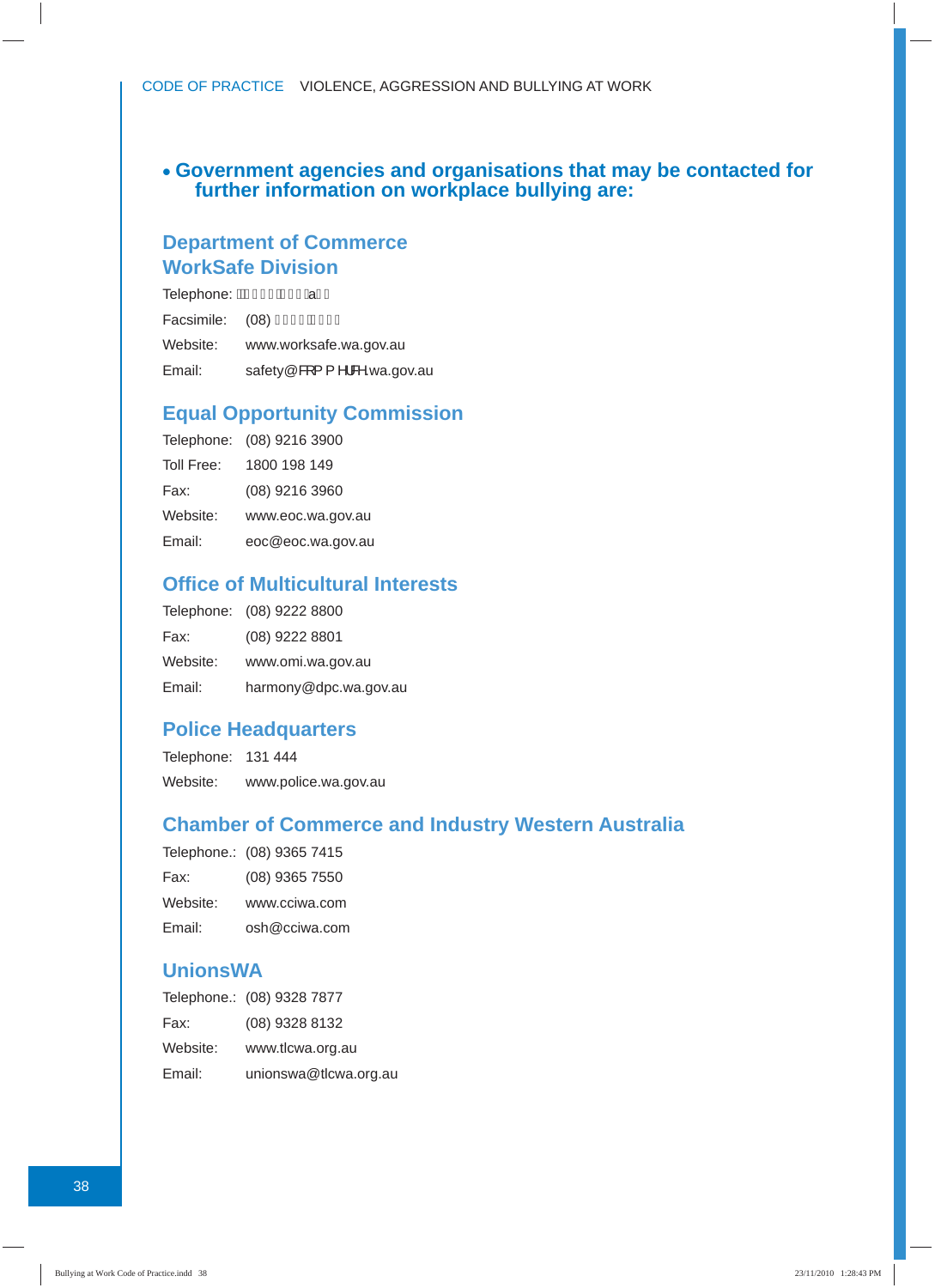- **Government agencies and organisations that may be contacted for further information on workplace bullying are:**

## Department of Commerce WorkSafe Division

Telephone: 

Facsimile: (08)

Website: www.worksafe.wa.gov.au

Email: safety@commerce.wa.gov.au

## Equal Opportunity Commission

Telephone: (08) 9216 3900

Toll Free: 1800 198 149

Fax: (08) 9216 3960

Website: www.eoc.wa.gov.au

Email: eoc@eoc.wa.gov.au

## Office of Multicultural Interests

Telephone: (08) 9222 8800

Fax: (08) 9222 8801

Website: www.omi.wa.gov.au

Email: harmony@dpc.wa.gov.au

## Police Headquarters

Telephone: 131 444

Website: www.police.wa.gov.au

## Chamber of Commerce and Industry Western Australia

Telephone.: (08) 9365 7415

Fax: (08) 9365 7550

Website: www.cciwa.com

Email: osh@cciwa.com

## UnionsWA

Telephone.: (08) 9328 7877

Fax: (08) 9328 8132

Website: www.tlcwa.org.au

Email: unionswa@tlcwa.org.au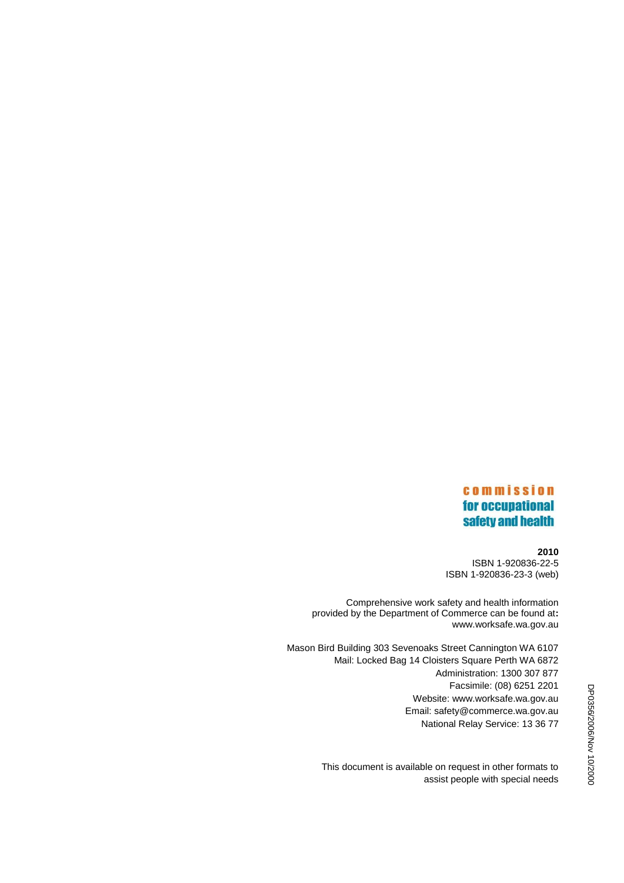commission
for occupational
safety and health

**2010**
ISBN 1-920836-22-5
ISBN 1-920836-23-3 (web)

Comprehensive work safety and health information provided by the Department of Commerce can be found at**:** www.worksafe.wa.gov.au

Mason Bird Building 303 Sevenoaks Street Cannington WA 6107
Mail: Locked Bag 14 Cloisters Square Perth WA 6872
Administration: 1300 307 877
Facsimile: (08) 6251 2201
Website: www.worksafe.wa.gov.au
Email: safety@commerce.wa.gov.au
National Relay Service: 13 36 77

This document is available on request in other formats to assist people with special needs

DP0356/2006/Nov 10/2000